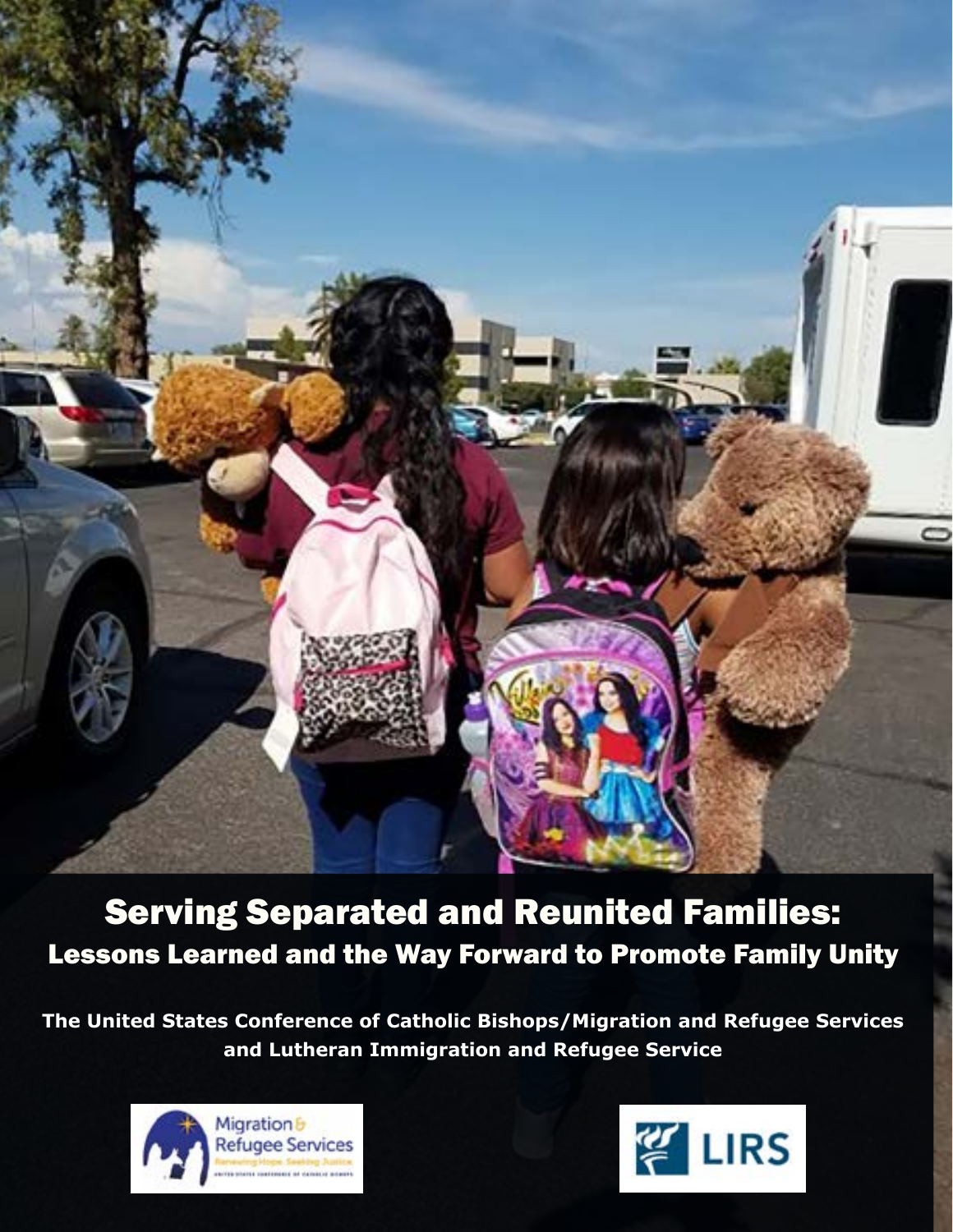# Serving Separated and Reunited Families:
## Lessons Learned and the Way Forward to Promote Family Unity

**The United States Conference of Catholic Bishops/Migration and Refugee Services and Lutheran Immigration and Refugee Service**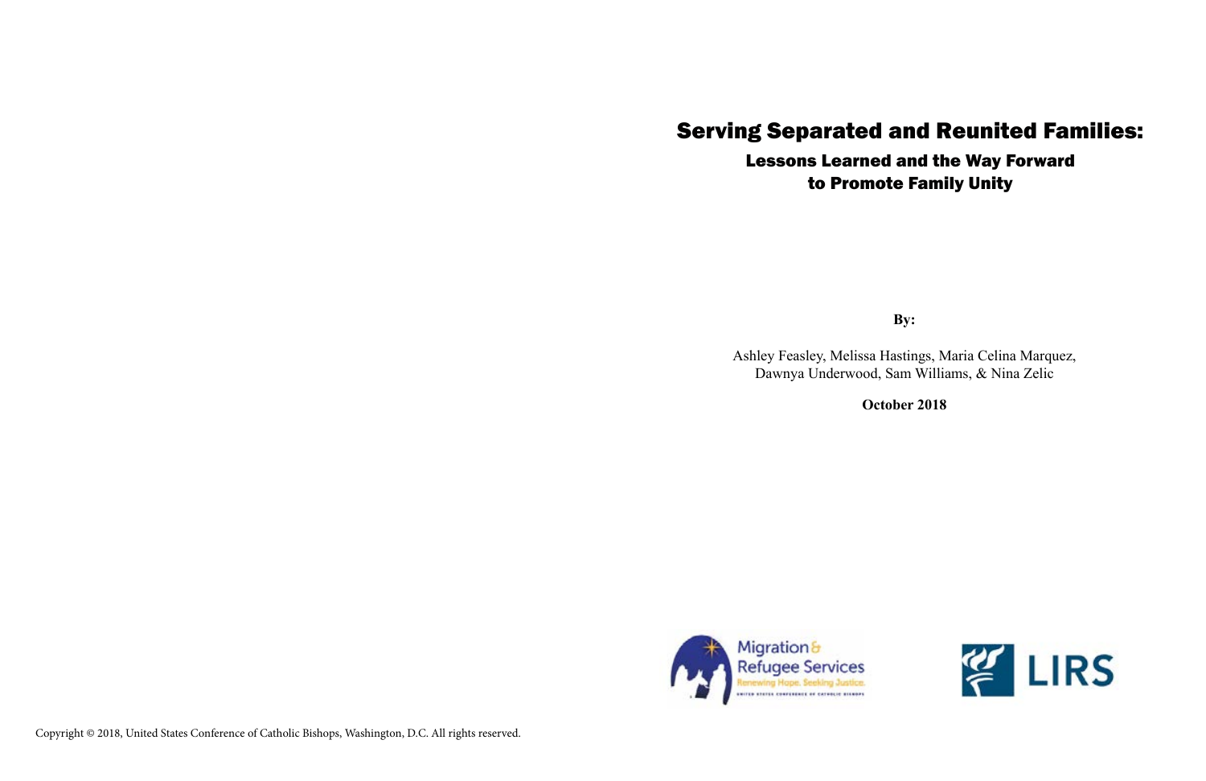# Serving Separated and Reunited Families:

## Lessons Learned and the Way Forward to Promote Family Unity

**By:**

Ashley Feasley, Melissa Hastings, Maria Celina Marquez, Dawnya Underwood, Sam Williams, & Nina Zelic

**October 2018**

Migration & Refugee Services
Renewing Hope. Seeking Justice.
UNITED STATES CONFERENCE OF CATHOLIC BISHOPS

LIRS

Copyright © 2018, United States Conference of Catholic Bishops, Washington, D.C. All rights reserved.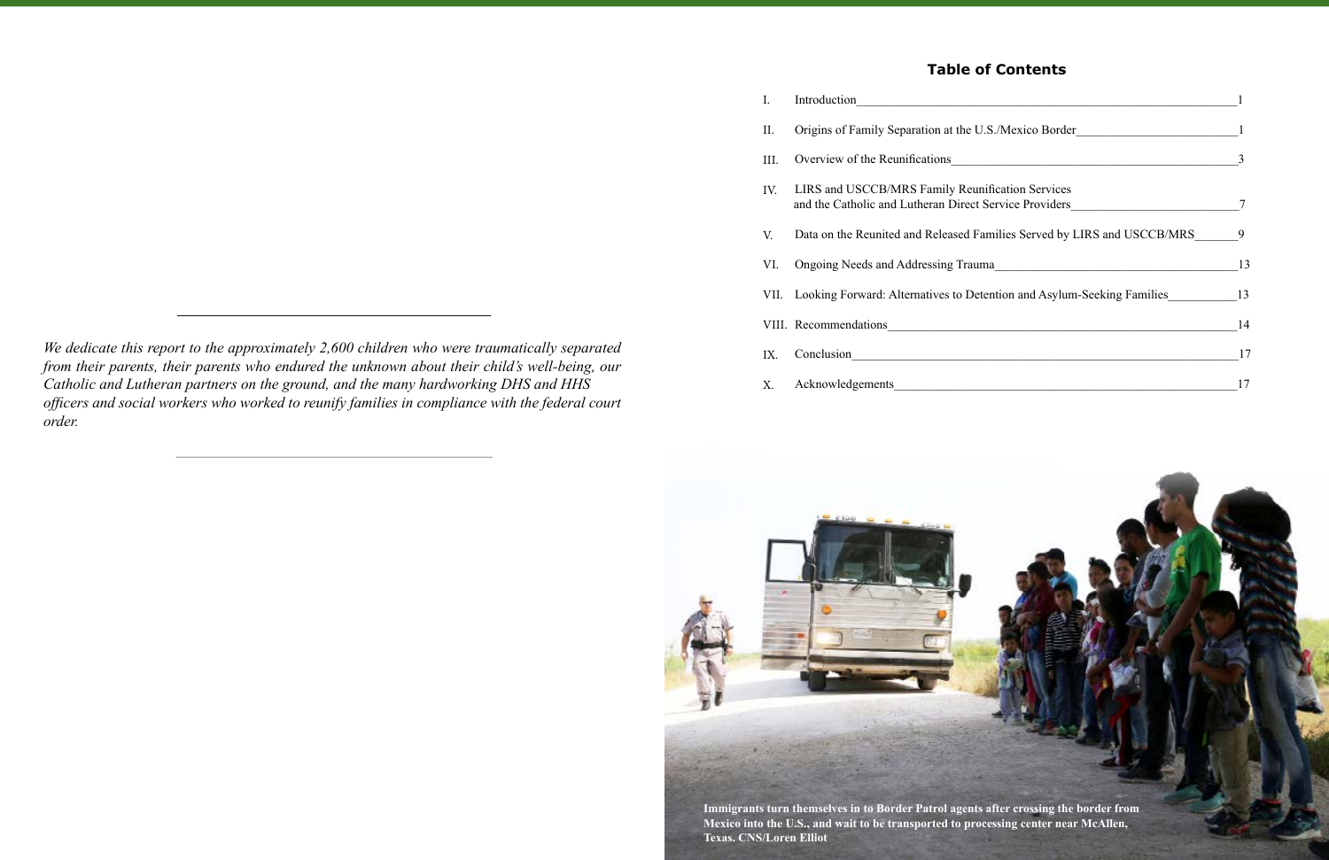*We dedicate this report to the approximately 2,600 children who were traumatically separated from their parents, their parents who endured the unknown about their child's well-being, our Catholic and Lutheran partners on the ground, and the many hardworking DHS and HHS officers and social workers who worked to reunify families in compliance with the federal court order.*

## Table of Contents

| | | |
|---|---|---|
| I. | Introduction | 1 |
| II. | Origins of Family Separation at the U.S./Mexico Border | 1 |
| III. | Overview of the Reunifications | 3 |
| IV. | LIRS and USCCB/MRS Family Reunification Services and the Catholic and Lutheran Direct Service Providers | 7 |
| V. | Data on the Reunited and Released Families Served by LIRS and USCCB/MRS | 9 |
| VI. | Ongoing Needs and Addressing Trauma | 13 |
| VII. | Looking Forward: Alternatives to Detention and Asylum-Seeking Families | 13 |
| VIII. | Recommendations | 14 |
| IX. | Conclusion | 17 |
| X. | Acknowledgements | 17 |

**Immigrants turn themselves in to Border Patrol agents after crossing the border from Mexico into the U.S., and wait to be transported to processing center near McAllen, Texas. CNS/Loren Elliot**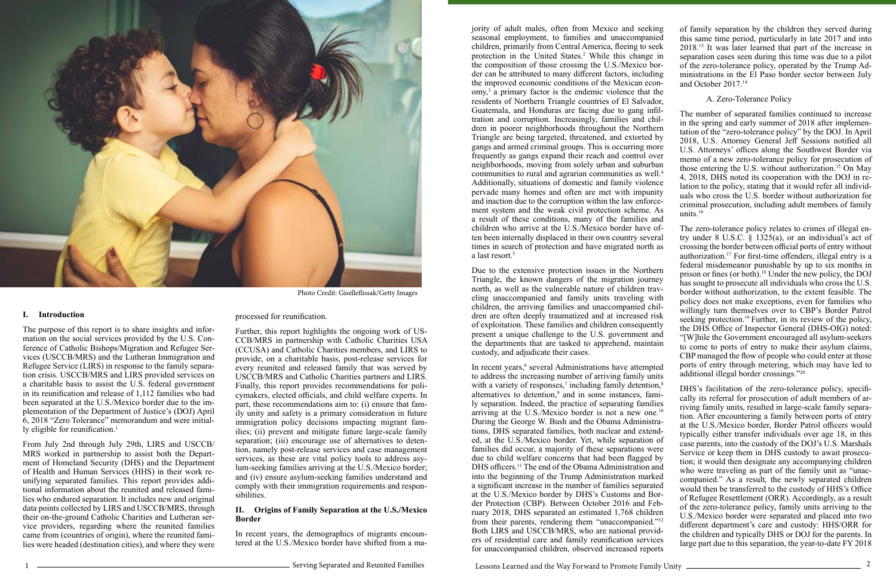Photo Credit: Giselleflissak/Getty Images

## I. Introduction

The purpose of this report is to share insights and information on the social services provided by the U.S. Conference of Catholic Bishops/Migration and Refugee Services (USCCB/MRS) and the Lutheran Immigration and Refugee Service (LIRS) in response to the family separation crisis. USCCB/MRS and LIRS provided services on a charitable basis to assist the U.S. federal government in its reunification and release of 1,112 families who had been separated at the U.S./Mexico border due to the implementation of the Department of Justice's (DOJ) April 6, 2018 "Zero Tolerance" memorandum and were initially eligible for reunification.[1]

From July 2nd through July 29th, LIRS and USCCB/MRS worked in partnership to assist both the Department of Homeland Security (DHS) and the Department of Health and Human Services (HHS) in their work reunifying separated families. This report provides additional information about the reunited and released families who endured separation. It includes new and original data points collected by LIRS and USCCB/MRS, through their on-the-ground Catholic Charities and Lutheran service providers, regarding where the reunited families came from (countries of origin), where the reunited families were headed (destination cities), and where they were processed for reunification.

Further, this report highlights the ongoing work of USCCB/MRS in partnership with Catholic Charities USA (CCUSA) and Catholic Charities members, and LIRS to provide, on a charitable basis, post-release services for every reunited and released family that was served by USCCB/MRS and Catholic Charities partners and LIRS. Finally, this report provides recommendations for policymakers, elected officials, and child welfare experts. In part, these recommendations aim to: (i) ensure that family unity and safety is a primary consideration in future immigration policy decisions impacting migrant families; (ii) prevent and mitigate future large-scale family separation; (iii) encourage use of alternatives to detention, namely post-release services and case management services, as these are vital policy tools to address asylum-seeking families arriving at the U.S./Mexico border; and (iv) ensure asylum-seeking families understand and comply with their immigration requirements and responsibilities.

## II. Origins of Family Separation at the U.S./Mexico Border

In recent years, the demographics of migrants encountered at the U.S./Mexico border have shifted from a majority of adult males, often from Mexico and seeking seasonal employment, to families and unaccompanied children, primarily from Central America, fleeing to seek protection in the United States.[2] While this change in the composition of those crossing the U.S./Mexico border can be attributed to many different factors, including the improved economic conditions of the Mexican economy,[3] a primary factor is the endemic violence that the residents of Northern Triangle countries of El Salvador, Guatemala, and Honduras are facing due to gang infiltration and corruption. Increasingly, families and children in poorer neighborhoods throughout the Northern Triangle are being targeted, threatened, and extorted by gangs and armed criminal groups. This is occurring more frequently as gangs expand their reach and control over neighborhoods, moving from solely urban and suburban communities to rural and agrarian communities as well.[4] Additionally, situations of domestic and family violence pervade many homes and often are met with impunity and inaction due to the corruption within the law enforcement system and the weak civil protection scheme. As a result of these conditions, many of the families and children who arrive at the U.S./Mexico border have often been internally displaced in their own country several times in search of protection and have migrated north as a last resort.[5]

Due to the extensive protection issues in the Northern Triangle, the known dangers of the migration journey north, as well as the vulnerable nature of children traveling unaccompanied and family units traveling with children, the arriving families and unaccompanied children are often deeply traumatized and at increased risk of exploitation. These families and children consequently present a unique challenge to the U.S. government and the departments that are tasked to apprehend, maintain custody, and adjudicate their cases.

In recent years,[6] several Administrations have attempted to address the increasing number of arriving family units with a variety of responses,[7] including family detention,[8] alternatives to detention,[9] and in some instances, family separation. Indeed, the practice of separating families arriving at the U.S./Mexico border is not a new one.[10] During the George W. Bush and the Obama Administrations, DHS separated families, both nuclear and extended, at the U.S./Mexico border. Yet, while separation of families did occur, a majority of these separations were due to child welfare concerns that had been flagged by DHS officers.[11] The end of the Obama Administration and into the beginning of the Trump Administration marked a significant increase in the number of families separated at the U.S./Mexico border by DHS's Customs and Border Protection (CBP). Between October 2016 and February 2018, DHS separated an estimated 1,768 children from their parents, rendering them "unaccompanied."[12] Both LIRS and USCCB/MRS, who are national providers of residential care and family reunification services for unaccompanied children, observed increased reports of family separation by the children they served during this same time period, particularly in late 2017 and into 2018.[13] It was later learned that part of the increase in separation cases seen during this time was due to a pilot of the zero-tolerance policy, operated by the Trump Administrations in the El Paso border sector between July and October 2017.[14]

### A. Zero-Tolerance Policy

The number of separated families continued to increase in the spring and early summer of 2018 after implementation of the "zero-tolerance policy" by the DOJ. In April 2018, U.S. Attorney General Jeff Sessions notified all U.S. Attorneys' offices along the Southwest Border via memo of a new zero-tolerance policy for prosecution of those entering the U.S. without authorization.[15] On May 4, 2018, DHS noted its cooperation with the DOJ in relation to the policy, stating that it would refer all individuals who cross the U.S. border without authorization for criminal prosecution, including adult members of family units.[16]

The zero-tolerance policy relates to crimes of illegal entry under 8 U.S.C. § 1325(a), or an individual's act of crossing the border between official ports of entry without authorization.[17] For first-time offenders, illegal entry is a federal misdemeanor punishable by up to six months in prison or fines (or both).[18] Under the new policy, the DOJ has sought to prosecute all individuals who cross the U.S. border without authorization, to the extent feasible. The policy does not make exceptions, even for families who willingly turn themselves over to CBP's Border Patrol seeking protection.[19] Further, in its review of the policy, the DHS Office of Inspector General (DHS-OIG) noted: "[W]hile the Government encouraged all asylum-seekers to come to ports of entry to make their asylum claims, CBP managed the flow of people who could enter at those ports of entry through metering, which may have led to additional illegal border crossings."[20]

DHS's facilitation of the zero-tolerance policy, specifically its referral for prosecution of adult members of arriving family units, resulted in large-scale family separation. After encountering a family between ports of entry at the U.S./Mexico border, Border Patrol officers would typically either transfer individuals over age 18, in this case parents, into the custody of the DOJ's U.S. Marshals Service or keep them in DHS custody to await prosecution; it would then designate any accompanying children who were traveling as part of the family unit as "unaccompanied." As a result, the newly separated children would then be transferred to the custody of HHS's Office of Refugee Resettlement (ORR). Accordingly, as a result of the zero-tolerance policy, family units arriving to the U.S./Mexico border were separated and placed into two different department's care and custody: HHS/ORR for the children and typically DHS or DOJ for the parents. In large part due to this separation, the year-to-date FY 2018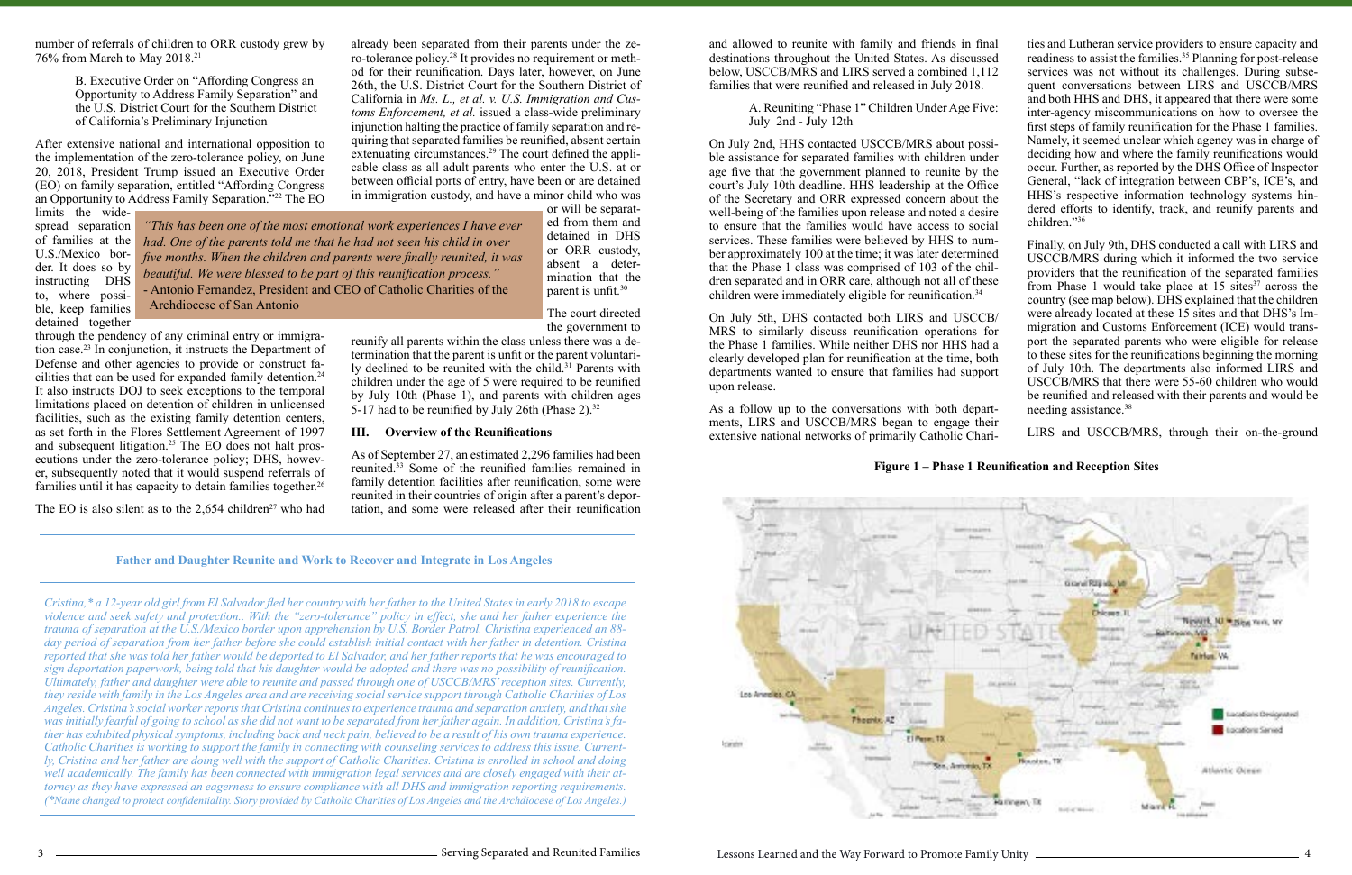number of referrals of children to ORR custody grew by 76% from March to May 2018.[21]

### B. Executive Order on "Affording Congress an Opportunity to Address Family Separation" and the U.S. District Court for the Southern District of California's Preliminary Injunction

After extensive national and international opposition to the implementation of the zero-tolerance policy, on June 20, 2018, President Trump issued an Executive Order (EO) on family separation, entitled "Affording Congress an Opportunity to Address Family Separation."[22] The EO limits the widespread separation of families at the U.S./Mexico border. It does so by instructing DHS to, where possible, keep families detained together through the pendency of any criminal entry or immigration case.[23] In conjunction, it instructs the Department of Defense and other agencies to provide or construct facilities that can be used for expanded family detention.[24] It also instructs DOJ to seek exceptions to the temporal limitations placed on detention of children in unlicensed facilities, such as the existing family detention centers, as set forth in the Flores Settlement Agreement of 1997 and subsequent litigation.[25] The EO does not halt prosecutions under the zero-tolerance policy; DHS, however, subsequently noted that it would suspend referrals of families until it has capacity to detain families together.[26]

The EO is also silent as to the 2,654 children[27] who had already been separated from their parents under the zero-tolerance policy.[28] It provides no requirement or method for their reunification. Days later, however, on June 26th, the U.S. District Court for the Southern District of California in *Ms. L., et al. v. U.S. Immigration and Customs Enforcement, et al.* issued a class-wide preliminary injunction halting the practice of family separation and requiring that separated families be reunified, absent certain extenuating circumstances.[29] The court defined the applicable class as all adult parents who enter the U.S. at or between official ports of entry, have been or are detained in immigration custody, and have a minor child who was or will be separated from them and detained in DHS or ORR custody, absent a determination that the parent is unfit.[30]

> *"This has been one of the most emotional work experiences I have ever had. One of the parents told me that he had not seen his child in over five months. When the children and parents were finally reunited, it was beautiful. We were blessed to be part of this reunification process."*
> - Antonio Fernandez, President and CEO of Catholic Charities of the Archdiocese of San Antonio

The court directed the government to reunify all parents within the class unless there was a determination that the parent is unfit or the parent voluntarily declined to be reunited with the child.[31] Parents with children under the age of 5 were required to be reunified by July 10th (Phase 1), and parents with children ages 5-17 had to be reunified by July 26th (Phase 2).[32]

## III. Overview of the Reunifications

As of September 27, an estimated 2,296 families had been reunited.[33] Some of the reunified families remained in family detention facilities after reunification, some were reunited in their countries of origin after a parent's deportation, and some were released after their reunification and allowed to reunite with family and friends in final destinations throughout the United States. As discussed below, USCCB/MRS and LIRS served a combined 1,112 families that were reunified and released in July 2018.

### A. Reuniting "Phase 1" Children Under Age Five: July 2nd - July 12th

On July 2nd, HHS contacted USCCB/MRS about possible assistance for separated families with children under age five that the government planned to reunite by the court's July 10th deadline. HHS leadership at the Office of the Secretary and ORR expressed concern about the well-being of the families upon release and noted a desire to ensure that the families would have access to social services. These families were believed by HHS to number approximately 100 at the time; it was later determined that the Phase 1 class was comprised of 103 of the children separated and in ORR care, although not all of these children were immediately eligible for reunification.[34]

On July 5th, DHS contacted both LIRS and USCCB/MRS to similarly discuss reunification operations for the Phase 1 families. While neither DHS nor HHS had a clearly developed plan for reunification at the time, both departments wanted to ensure that families had support upon release.

As a follow up to the conversations with both departments, LIRS and USCCB/MRS began to engage their extensive national networks of primarily Catholic Charities and Lutheran service providers to ensure capacity and readiness to assist the families.[35] Planning for post-release services was not without its challenges. During subsequent conversations between LIRS and USCCB/MRS and both HHS and DHS, it appeared that there were some inter-agency miscommunications on how to oversee the first steps of family reunification for the Phase 1 families. Namely, it seemed unclear which agency was in charge of deciding how and where the family reunifications would occur. Further, as reported by the DHS Office of Inspector General, "lack of integration between CBP's, ICE's, and HHS's respective information technology systems hindered efforts to identify, track, and reunify parents and children."[36]

Finally, on July 9th, DHS conducted a call with LIRS and USCCB/MRS during which it informed the two service providers that the reunification of the separated families from Phase 1 would take place at 15 sites[37] across the country (see map below). DHS explained that the children were already located at these 15 sites and that DHS's Immigration and Customs Enforcement (ICE) would transport the separated parents who were eligible for release to these sites for the reunifications beginning the morning of July 10th. The departments also informed LIRS and USCCB/MRS that there were 55-60 children who would be reunified and released with their parents and would be needing assistance.[38]

LIRS and USCCB/MRS, through their on-the-ground

**Figure 1 – Phase 1 Reunification and Reception Sites**

**Father and Daughter Reunite and Work to Recover and Integrate in Los Angeles**

*Cristina,* a 12-year old girl from El Salvador fled her country with her father to the United States in early 2018 to escape violence and seek safety and protection.. With the "zero-tolerance" policy in effect, she and her father experience the trauma of separation at the U.S./Mexico border upon apprehension by U.S. Border Patrol. Christina experienced an 88-day period of separation from her father before she could establish initial contact with her father in detention. Cristina reported that she was told her father would be deported to El Salvador, and her father reports that he was encouraged to sign deportation paperwork, being told that his daughter would be adopted and there was no possibility of reunification. Ultimately, father and daughter were able to reunite and passed through one of USCCB/MRS' reception sites. Currently, they reside with family in the Los Angeles area and are receiving social service support through Catholic Charities of Los Angeles. Cristina's social worker reports that Cristina continues to experience trauma and separation anxiety, and that she was initially fearful of going to school as she did not want to be separated from her father again. In addition, Cristina's father has exhibited physical symptoms, including back and neck pain, believed to be a result of his own trauma experience. Catholic Charities is working to support the family in connecting with counseling services to address this issue. Currently, Cristina and her father are doing well with the support of Catholic Charities. Cristina is enrolled in school and doing well academically. The family has been connected with immigration legal services and are closely engaged with their attorney as they have expressed an eagerness to ensure compliance with all DHS and immigration reporting requirements. (*Name changed to protect confidentiality. Story provided by Catholic Charities of Los Angeles and the Archdiocese of Los Angeles.)*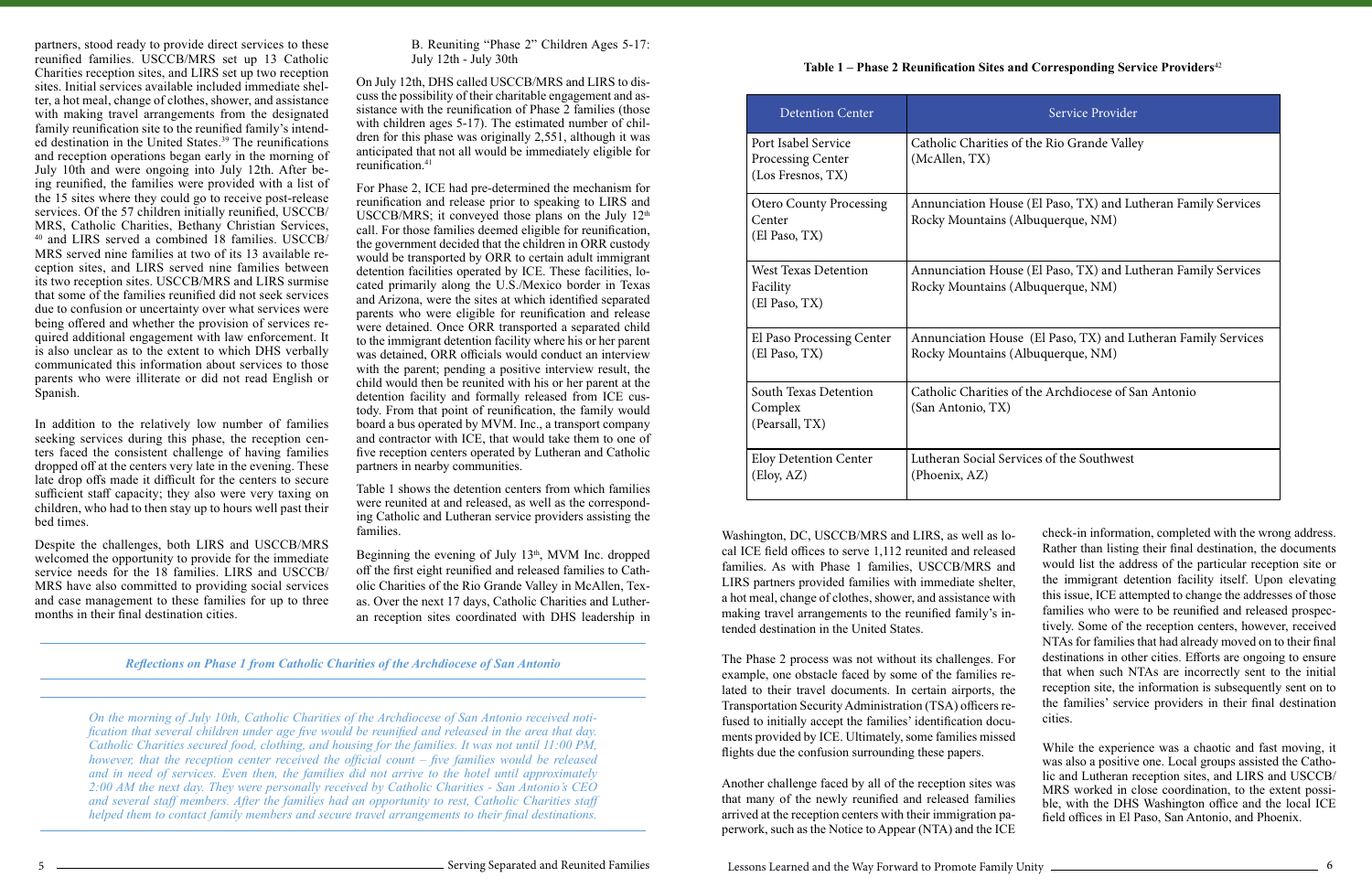partners, stood ready to provide direct services to these reunified families. USCCB/MRS set up 13 Catholic Charities reception sites, and LIRS set up two reception sites. Initial services available included immediate shelter, a hot meal, change of clothes, shower, and assistance with making travel arrangements from the designated family reunification site to the reunified family's intended destination in the United States.[39] The reunifications and reception operations began early in the morning of July 10th and were ongoing into July 12th. After being reunified, the families were provided with a list of the 15 sites where they could go to receive post-release services. Of the 57 children initially reunified, USCCB/MRS, Catholic Charities, Bethany Christian Services,[40] and LIRS served a combined 18 families. USCCB/MRS served nine families at two of its 13 available reception sites, and LIRS served nine families between its two reception sites. USCCB/MRS and LIRS surmise that some of the families reunified did not seek services due to confusion or uncertainty over what services were being offered and whether the provision of services required additional engagement with law enforcement. It is also unclear as to the extent to which DHS verbally communicated this information about services to those parents who were illiterate or did not read English or Spanish.

In addition to the relatively low number of families seeking services during this phase, the reception centers faced the consistent challenge of having families dropped off at the centers very late in the evening. These late drop offs made it difficult for the centers to secure sufficient staff capacity; they also were very taxing on children, who had to then stay up to hours well past their bed times.

Despite the challenges, both LIRS and USCCB/MRS welcomed the opportunity to provide for the immediate service needs for the 18 families. LIRS and USCCB/MRS have also committed to providing social services and case management to these families for up to three months in their final destination cities.

### B. Reuniting "Phase 2" Children Ages 5-17: July 12th - July 30th

On July 12th, DHS called USCCB/MRS and LIRS to discuss the possibility of their charitable engagement and assistance with the reunification of Phase 2 families (those with children ages 5-17). The estimated number of children for this phase was originally 2,551, although it was anticipated that not all would be immediately eligible for reunification.[41]

For Phase 2, ICE had pre-determined the mechanism for reunification and release prior to speaking to LIRS and USCCB/MRS; it conveyed those plans on the July 12th call. For those families deemed eligible for reunification, the government decided that the children in ORR custody would be transported by ORR to certain adult immigrant detention facilities operated by ICE. These facilities, located primarily along the U.S./Mexico border in Texas and Arizona, were the sites at which identified separated parents who were eligible for reunification and release were detained. Once ORR transported a separated child to the immigrant detention facility where his or her parent was detained, ORR officials would conduct an interview with the parent; pending a positive interview result, the child would then be reunited with his or her parent at the detention facility and formally released from ICE custody. From that point of reunification, the family would board a bus operated by MVM. Inc., a transport company and contractor with ICE, that would take them to one of five reception centers operated by Lutheran and Catholic partners in nearby communities.

Table 1 shows the detention centers from which families were reunited at and released, as well as the corresponding Catholic and Lutheran service providers assisting the families.

Beginning the evening of July 13th, MVM Inc. dropped off the first eight reunified and released families to Catholic Charities of the Rio Grande Valley in McAllen, Texas. Over the next 17 days, Catholic Charities and Lutheran reception sites coordinated with DHS leadership in Washington, DC, USCCB/MRS and LIRS, as well as local ICE field offices to serve 1,112 reunited and released families. As with Phase 1 families, USCCB/MRS and LIRS partners provided families with immediate shelter, a hot meal, change of clothes, shower, and assistance with making travel arrangements to the reunified family's intended destination in the United States.

> ***Reflections on Phase 1 from Catholic Charities of the Archdiocese of San Antonio***
>
> *On the morning of July 10th, Catholic Charities of the Archdiocese of San Antonio received notification that several children under age five would be reunified and released in the area that day. Catholic Charities secured food, clothing, and housing for the families. It was not until 11:00 PM, however, that the reception center received the official count – five families would be released and in need of services. Even then, the families did not arrive to the hotel until approximately 2:00 AM the next day. They were personally received by Catholic Charities - San Antonio's CEO and several staff members. After the families had an opportunity to rest, Catholic Charities staff helped them to contact family members and secure travel arrangements to their final destinations.*

**Table 1 – Phase 2 Reunification Sites and Corresponding Service Providers**[42]

| Detention Center | Service Provider |
|---|---|
| Port Isabel Service Processing Center (Los Fresnos, TX) | Catholic Charities of the Rio Grande Valley (McAllen, TX) |
| Otero County Processing Center (El Paso, TX) | Annunciation House (El Paso, TX) and Lutheran Family Services Rocky Mountains (Albuquerque, NM) |
| West Texas Detention Facility (El Paso, TX) | Annunciation House (El Paso, TX) and Lutheran Family Services Rocky Mountains (Albuquerque, NM) |
| El Paso Processing Center (El Paso, TX) | Annunciation House (El Paso, TX) and Lutheran Family Services Rocky Mountains (Albuquerque, NM) |
| South Texas Detention Complex (Pearsall, TX) | Catholic Charities of the Archdiocese of San Antonio (San Antonio, TX) |
| Eloy Detention Center (Eloy, AZ) | Lutheran Social Services of the Southwest (Phoenix, AZ) |

The Phase 2 process was not without its challenges. For example, one obstacle faced by some of the families related to their travel documents. In certain airports, the Transportation Security Administration (TSA) officers refused to initially accept the families' identification documents provided by ICE. Ultimately, some families missed flights due the confusion surrounding these papers.

Another challenge faced by all of the reception sites was that many of the newly reunified and released families arrived at the reception centers with their immigration paperwork, such as the Notice to Appear (NTA) and the ICE check-in information, completed with the wrong address. Rather than listing their final destination, the documents would list the address of the particular reception site or the immigrant detention facility itself. Upon elevating this issue, ICE attempted to change the addresses of those families who were to be reunified and released prospectively. Some of the reception centers, however, received NTAs for families that had already moved on to their final destinations in other cities. Efforts are ongoing to ensure that when such NTAs are incorrectly sent to the initial reception site, the information is subsequently sent on to the families' service providers in their final destination cities.

While the experience was a chaotic and fast moving, it was also a positive one. Local groups assisted the Catholic and Lutheran reception sites, and LIRS and USCCB/MRS worked in close coordination, to the extent possible, with the DHS Washington office and the local ICE field offices in El Paso, San Antonio, and Phoenix.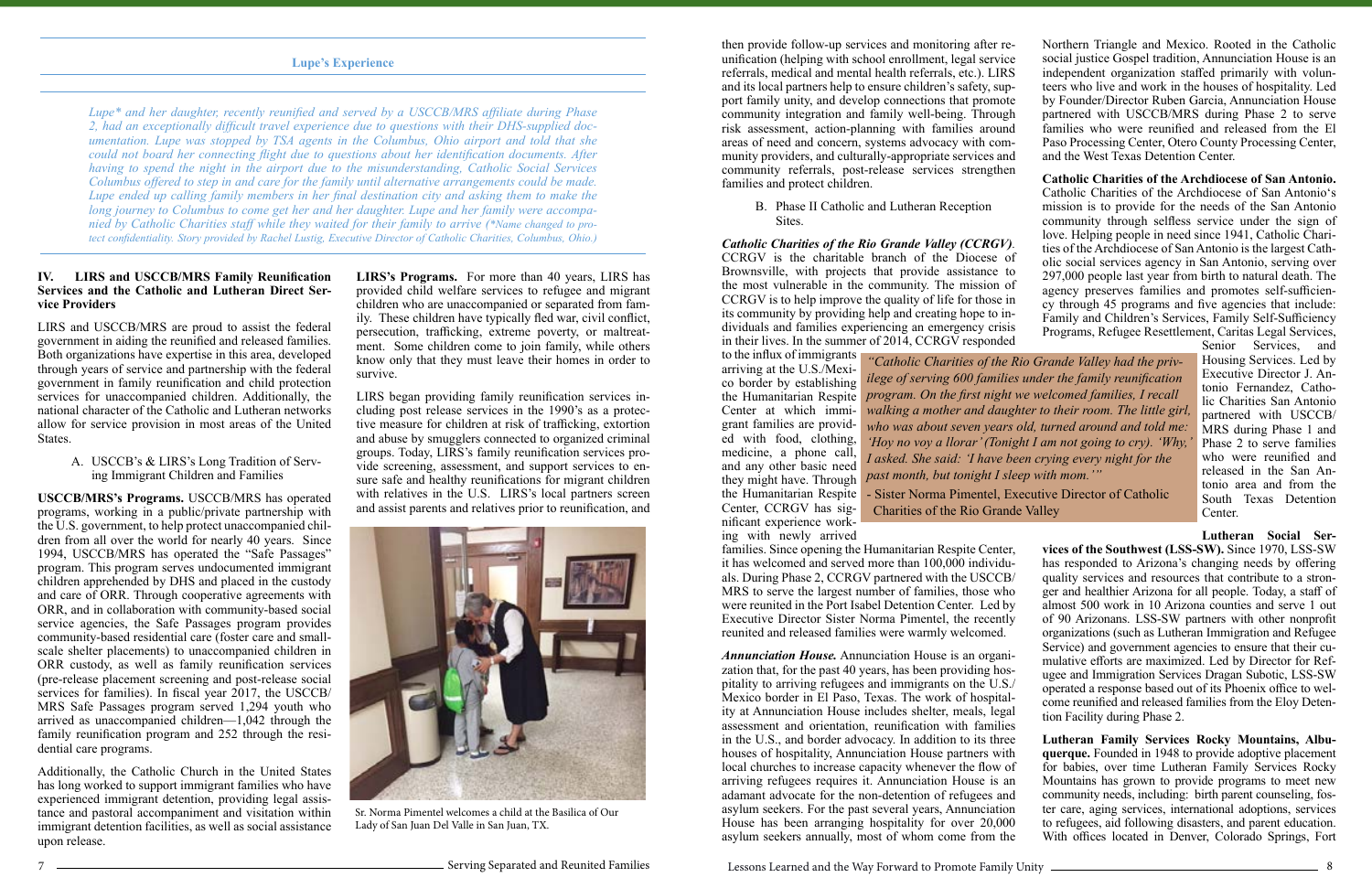### Lupe's Experience

*Lupe\* and her daughter, recently reunified and served by a USCCB/MRS affiliate during Phase 2, had an exceptionally difficult travel experience due to questions with their DHS-supplied documentation. Lupe was stopped by TSA agents in the Columbus, Ohio airport and told that she could not board her connecting flight due to questions about her identification documents. After having to spend the night in the airport due to the misunderstanding, Catholic Social Services Columbus offered to step in and care for the family until alternative arrangements could be made. Lupe ended up calling family members in her final destination city and asking them to make the long journey to Columbus to come get her and her daughter. Lupe and her family were accompanied by Catholic Charities staff while they waited for their family to arrive (\*Name changed to protect confidentiality. Story provided by Rachel Lustig, Executive Director of Catholic Charities, Columbus, Ohio.)*

## IV. LIRS and USCCB/MRS Family Reunification Services and the Catholic and Lutheran Direct Service Providers

LIRS and USCCB/MRS are proud to assist the federal government in aiding the reunified and released families. Both organizations have expertise in this area, developed through years of service and partnership with the federal government in family reunification and child protection services for unaccompanied children. Additionally, the national character of the Catholic and Lutheran networks allow for service provision in most areas of the United States.

### A. USCCB's & LIRS's Long Tradition of Serving Immigrant Children and Families

**USCCB/MRS's Programs.** USCCB/MRS has operated programs, working in a public/private partnership with the U.S. government, to help protect unaccompanied children from all over the world for nearly 40 years. Since 1994, USCCB/MRS has operated the "Safe Passages" program. This program serves undocumented immigrant children apprehended by DHS and placed in the custody and care of ORR. Through cooperative agreements with ORR, and in collaboration with community-based social service agencies, the Safe Passages program provides community-based residential care (foster care and small-scale shelter placements) to unaccompanied children in ORR custody, as well as family reunification services (pre-release placement screening and post-release social services for families). In fiscal year 2017, the USCCB/MRS Safe Passages program served 1,294 youth who arrived as unaccompanied children—1,042 through the family reunification program and 252 through the residential care programs.

Additionally, the Catholic Church in the United States has long worked to support immigrant families who have experienced immigrant detention, providing legal assistance and pastoral accompaniment and visitation within immigrant detention facilities, as well as social assistance upon release.

**LIRS's Programs.** For more than 40 years, LIRS has provided child welfare services to refugee and migrant children who are unaccompanied or separated from family. These children have typically fled war, civil conflict, persecution, trafficking, extreme poverty, or maltreatment. Some children come to join family, while others know only that they must leave their homes in order to survive.

LIRS began providing family reunification services including post release services in the 1990's as a protective measure for children at risk of trafficking, extortion and abuse by smugglers connected to organized criminal groups. Today, LIRS's family reunification services provide screening, assessment, and support services to ensure safe and healthy reunifications for migrant children with relatives in the U.S. LIRS's local partners screen and assist parents and relatives prior to reunification, and then provide follow-up services and monitoring after reunification (helping with school enrollment, legal service referrals, medical and mental health referrals, etc.). LIRS and its local partners help ensure children's safety, support family unity, and develop connections that promote community integration and family well-being. Through risk assessment, action-planning with families around areas of need and concern, systems advocacy with community providers, and culturally-appropriate services and community referrals, post-release services strengthen families and protect children.

Sr. Norma Pimentel welcomes a child at the Basilica of Our Lady of San Juan Del Valle in San Juan, TX.

### B. Phase II Catholic and Lutheran Reception Sites.

***Catholic Charities of the Rio Grande Valley (CCRGV)***. CCRGV is the charitable branch of the Diocese of Brownsville, with projects that provide assistance to the most vulnerable in the community. The mission of CCRGV is to help improve the quality of life for those in its community by providing help and creating hope to individuals and families experiencing an emergency crisis in their lives. In the summer of 2014, CCRGV responded to the influx of immigrants arriving at the U.S./Mexico border by establishing the Humanitarian Respite Center at which immigrant families are provided with food, clothing, medicine, a phone call, and any other basic need they might have. Through the Humanitarian Respite Center, CCRGV has significant experience working with newly arrived families. Since opening the Humanitarian Respite Center, it has welcomed and served more than 100,000 individuals. During Phase 2, CCRGV partnered with the USCCB/MRS to serve the largest number of families, those who were reunited in the Port Isabel Detention Center. Led by Executive Director Sister Norma Pimentel, the recently reunited and released families were warmly welcomed.

> *"Catholic Charities of the Rio Grande Valley had the privilege of serving 600 families under the family reunification program. On the first night we welcomed families, I recall walking a mother and daughter to their room. The little girl, who was about seven years old, turned around and told me: 'Hoy no voy a llorar' (Tonight I am not going to cry). 'Why,' I asked. She said: 'I have been crying every night for the past month, but tonight I sleep with mom.'"*
>
> \- Sister Norma Pimentel, Executive Director of Catholic Charities of the Rio Grande Valley

***Annunciation House.*** Annunciation House is an organization that, for the past 40 years, has been providing hospitality to arriving refugees and immigrants on the U.S./Mexico border in El Paso, Texas. The work of hospitality at Annunciation House includes shelter, meals, legal assessment and orientation, reunification with families in the U.S., and border advocacy. In addition to its three houses of hospitality, Annunciation House partners with local churches to increase capacity whenever the flow of arriving refugees requires it. Annunciation House is an adamant advocate for the non-detention of refugees and asylum seekers. For the past several years, Annunciation House has been arranging hospitality for over 20,000 asylum seekers annually, most of whom come from the Northern Triangle and Mexico. Rooted in the Catholic social justice Gospel tradition, Annunciation House is an independent organization staffed primarily with volunteers who live and work in the houses of hospitality. Led by Founder/Director Ruben Garcia, Annunciation House partnered with USCCB/MRS during Phase 2 to serve families who were reunified and released from the El Paso Processing Center, Otero County Processing Center, and the West Texas Detention Center.

**Catholic Charities of the Archdiocese of San Antonio.** Catholic Charities of the Archdiocese of San Antonio's mission is to provide for the needs of the San Antonio community through selfless service under the sign of love. Helping people in need since 1941, Catholic Charities of the Archdiocese of San Antonio is the largest Catholic social services agency in San Antonio, serving over 297,000 people last year from birth to natural death. The agency preserves families and promotes self-sufficiency through 45 programs and five agencies that include: Family and Children's Services, Family Self-Sufficiency Programs, Refugee Resettlement, Caritas Legal Services, Senior Services, and Housing Services. Led by Executive Director J. Antonio Fernandez, Catholic Charities San Antonio partnered with USCCB/MRS during Phase 1 and Phase 2 to serve families who were reunified and released in the San Antonio area and from the South Texas Detention Center.

**Lutheran Social Services of the Southwest (LSS-SW).** Since 1970, LSS-SW has responded to Arizona's changing needs by offering quality services and resources that contribute to a stronger and healthier Arizona for all people. Today, a staff of almost 500 work in 10 Arizona counties and serve 1 out of 90 Arizonans. LSS-SW partners with other nonprofit organizations (such as Lutheran Immigration and Refugee Service) and government agencies to ensure that their cumulative efforts are maximized. Led by Director for Refugee and Immigration Services Dragan Subotic, LSS-SW operated a response based out of its Phoenix office to welcome reunified and released families from the Eloy Detention Facility during Phase 2.

**Lutheran Family Services Rocky Mountains, Albuquerque.** Founded in 1948 to provide adoptive placement for babies, over time Lutheran Family Services Rocky Mountains has grown to provide programs to meet new community needs, including: birth parent counseling, foster care, aging services, international adoptions, services to refugees, aid following disasters, and parent education. With offices located in Denver, Colorado Springs, Fort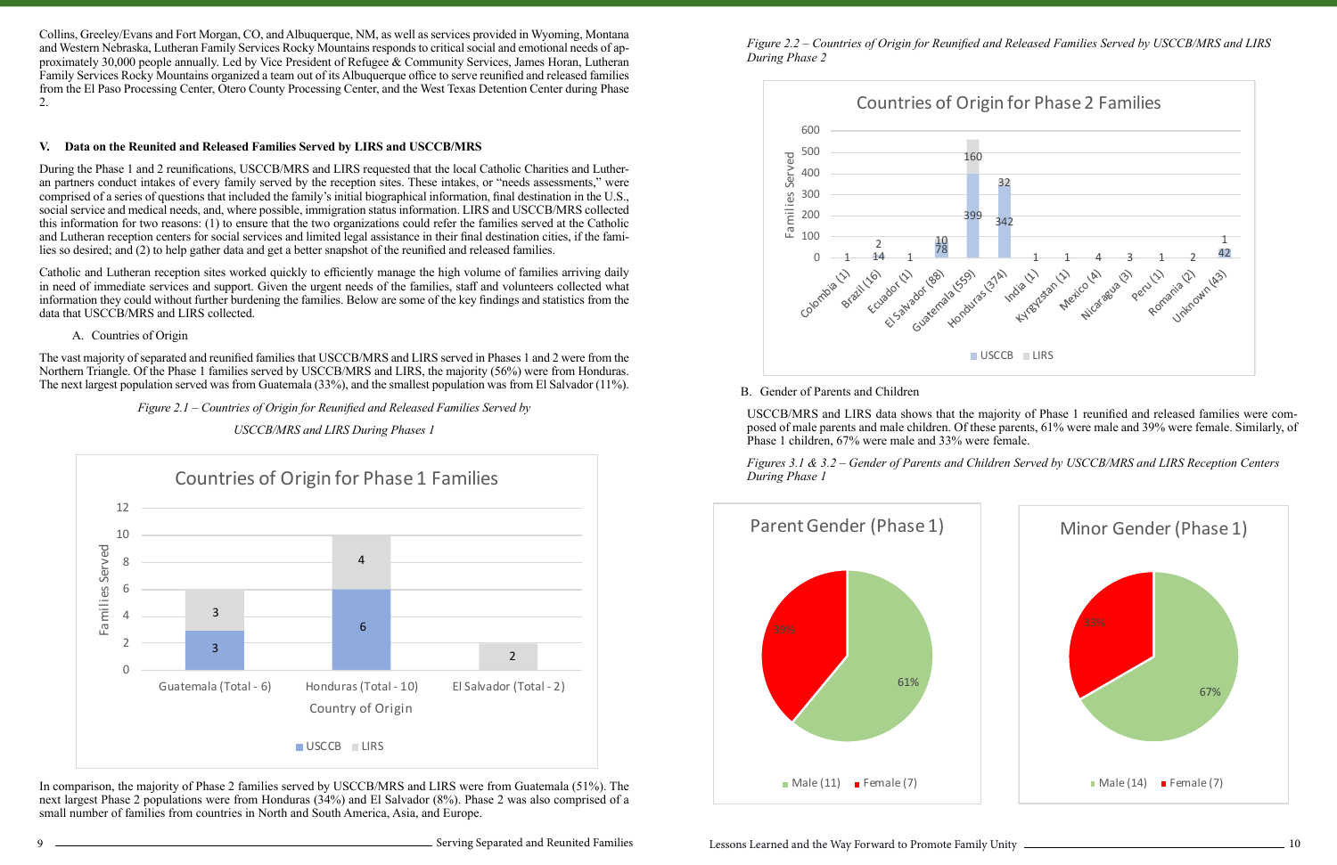Collins, Greeley/Evans and Fort Morgan, CO, and Albuquerque, NM, as well as services provided in Wyoming, Montana and Western Nebraska, Lutheran Family Services Rocky Mountains responds to critical social and emotional needs of approximately 30,000 people annually. Led by Vice President of Refugee & Community Services, James Horan, Lutheran Family Services Rocky Mountains organized a team out of its Albuquerque office to serve reunified and released families from the El Paso Processing Center, Otero County Processing Center, and the West Texas Detention Center during Phase 2.

## V. Data on the Reunited and Released Families Served by LIRS and USCCB/MRS

During the Phase 1 and 2 reunifications, USCCB/MRS and LIRS requested that the local Catholic Charities and Lutheran partners conduct intakes of every family served by the reception sites. These intakes, or "needs assessments," were comprised of a series of questions that included the family's initial biographical information, final destination in the U.S., social service and medical needs, and, where possible, immigration status information. LIRS and USCCB/MRS collected this information for two reasons: (1) to ensure that the two organizations could refer the families served at the Catholic and Lutheran reception centers for social services and limited legal assistance in their final destination cities, if the families so desired; and (2) to help gather data and get a better snapshot of the reunified and released families.

Catholic and Lutheran reception sites worked quickly to efficiently manage the high volume of families arriving daily in need of immediate services and support. Given the urgent needs of the families, staff and volunteers collected what information they could without further burdening the families. Below are some of the key findings and statistics from the data that USCCB/MRS and LIRS collected.

### A. Countries of Origin

The vast majority of separated and reunified families that USCCB/MRS and LIRS served in Phases 1 and 2 were from the Northern Triangle. Of the Phase 1 families served by USCCB/MRS and LIRS, the majority (56%) were from Honduras. The next largest population served was from Guatemala (33%), and the smallest population was from El Salvador (11%).

*Figure 2.1 – Countries of Origin for Reunified and Released Families Served by USCCB/MRS and LIRS During Phases 1*

**Countries of Origin for Phase 1 Families**

| Country of Origin | USCCB | LIRS |
|---|---|---|
| Guatemala (Total - 6) | 3 | 3 |
| Honduras (Total - 10) | 6 | 4 |
| El Salvador (Total - 2) | | 2 |

In comparison, the majority of Phase 2 families served by USCCB/MRS and LIRS were from Guatemala (51%). The next largest Phase 2 populations were from Honduras (34%) and El Salvador (8%). Phase 2 was also comprised of a small number of families from countries in North and South America, Asia, and Europe.

*Figure 2.2 – Countries of Origin for Reunified and Released Families Served by USCCB/MRS and LIRS During Phase 2*

**Countries of Origin for Phase 2 Families**

| Country | USCCB | LIRS |
|---|---|---|
| Colombia (1) | | 1 |
| Brazil (16) | 14 | 2 |
| Ecuador (1) | | 1 |
| El Salvador (88) | 78 | 10 |
| Guatemala (559) | 399 | 160 |
| Honduras (374) | 342 | 32 |
| India (1) | | 1 |
| Kyrgyzstan (1) | | 1 |
| Mexico (4) | | 4 |
| Nicaragua (3) | | 3 |
| Peru (1) | | 1 |
| Romania (2) | | 2 |
| Unknown (43) | 42 | 1 |

### B. Gender of Parents and Children

USCCB/MRS and LIRS data shows that the majority of Phase 1 reunified and released families were composed of male parents and male children. Of these parents, 61% were male and 39% were female. Similarly, of Phase 1 children, 67% were male and 33% were female.

*Figures 3.1 & 3.2 – Gender of Parents and Children Served by USCCB/MRS and LIRS Reception Centers During Phase 1*

**Parent Gender (Phase 1)**

| Gender | Share |
|---|---|
| Male (11) | 61% |
| Female (7) | 39% |

**Minor Gender (Phase 1)**

| Gender | Share |
|---|---|
| Male (14) | 67% |
| Female (7) | 33% |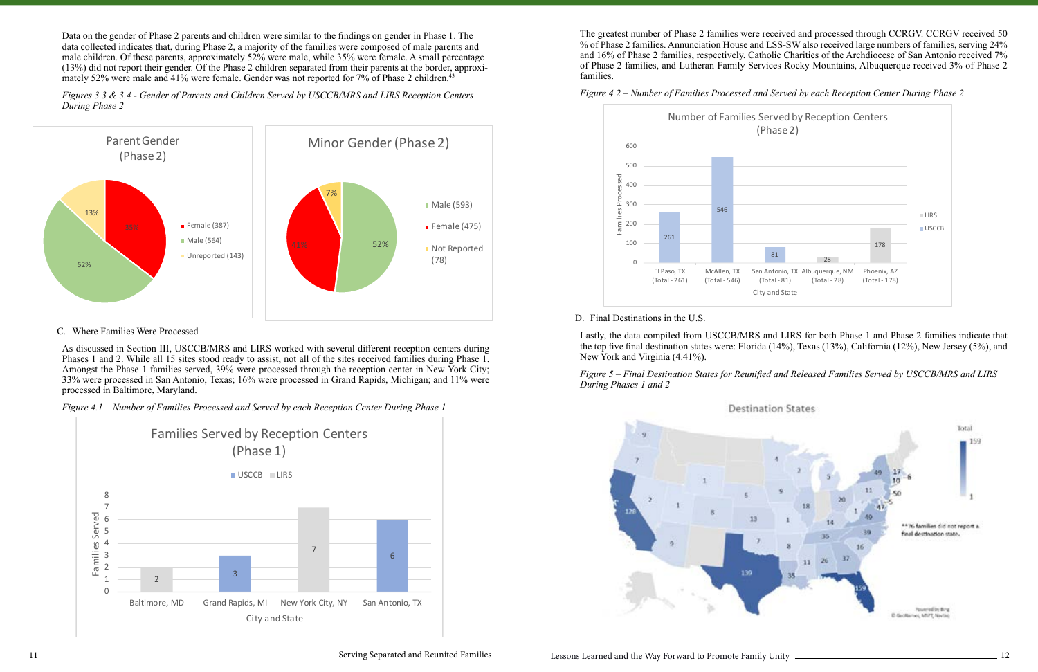Data on the gender of Phase 2 parents and children were similar to the findings on gender in Phase 1. The data collected indicates that, during Phase 2, a majority of the families were composed of male parents and male children. Of these parents, approximately 52% were male, while 35% were female. A small percentage (13%) did not report their gender. Of the Phase 2 children separated from their parents at the border, approximately 52% were male and 41% were female. Gender was not reported for 7% of Phase 2 children.[43]

*Figures 3.3 & 3.4 - Gender of Parents and Children Served by USCCB/MRS and LIRS Reception Centers During Phase 2*

**Parent Gender (Phase 2)**

| Category | Count | Percent |
|---|---|---|
| Female | 387 | 35% |
| Male | 564 | 52% |
| Unreported | 143 | 13% |

**Minor Gender (Phase 2)**

| Category | Count | Percent |
|---|---|---|
| Male | 593 | 52% |
| Female | 475 | 41% |
| Not Reported | 78 | 7% |

C. Where Families Were Processed

As discussed in Section III, USCCB/MRS and LIRS worked with several different reception centers during Phases 1 and 2. While all 15 sites stood ready to assist, not all of the sites received families during Phase 1. Amongst the Phase 1 families served, 39% were processed through the reception center in New York City; 33% were processed in San Antonio, Texas; 16% were processed in Grand Rapids, Michigan; and 11% were processed in Baltimore, Maryland.

*Figure 4.1 – Number of Families Processed and Served by each Reception Center During Phase 1*

**Families Served by Reception Centers (Phase 1)**

| City and State | Families Served | Agency |
|---|---|---|
| Baltimore, MD | 2 | LIRS |
| Grand Rapids, MI | 3 | USCCB |
| New York City, NY | 7 | LIRS |
| San Antonio, TX | 6 | USCCB |

The greatest number of Phase 2 families were received and processed through CCRGV. CCRGV received 50 % of Phase 2 families. Annunciation House and LSS-SW also received large numbers of families, serving 24% and 16% of Phase 2 families, respectively. Catholic Charities of the Archdiocese of San Antonio received 7% of Phase 2 families, and Lutheran Family Services Rocky Mountains, Albuquerque received 3% of Phase 2 families.

*Figure 4.2 – Number of Families Processed and Served by each Reception Center During Phase 2*

**Number of Families Served by Reception Centers (Phase 2)**

| City and State | Families Processed | Agency |
|---|---|---|
| El Paso, TX (Total - 261) | 261 | USCCB |
| McAllen, TX (Total - 546) | 546 | USCCB |
| San Antonio, TX (Total - 81) | 81 | USCCB |
| Albuquerque, NM (Total - 28) | 28 | LIRS |
| Phoenix, AZ (Total - 178) | 178 | LIRS |

D. Final Destinations in the U.S.

Lastly, the data compiled from USCCB/MRS and LIRS for both Phase 1 and Phase 2 families indicate that the top five final destination states were: Florida (14%), Texas (13%), California (12%), New Jersey (5%), and New York and Virginia (4.41%).

*Figure 5 – Final Destination States for Reunified and Released Families Served by USCCB/MRS and LIRS During Phases 1 and 2*

**Destination States**

**76 families did not report a final destination state.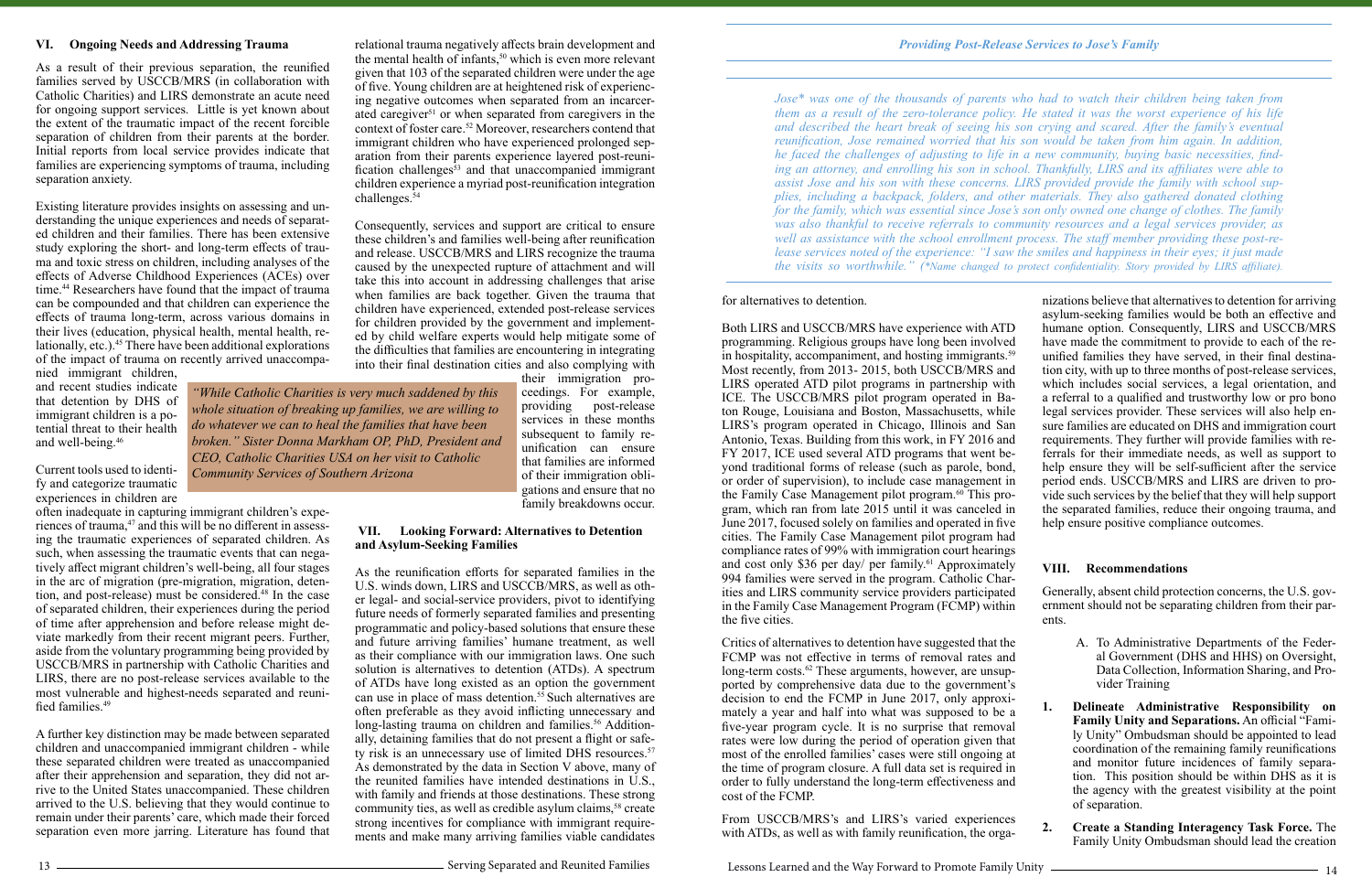## VI. Ongoing Needs and Addressing Trauma

As a result of their previous separation, the reunified families served by USCCB/MRS (in collaboration with Catholic Charities) and LIRS demonstrate an acute need for ongoing support services. Little is yet known about the extent of the traumatic impact of the recent forcible separation of children from their parents at the border. Initial reports from local service provides indicate that families are experiencing symptoms of trauma, including separation anxiety.

Existing literature provides insights on assessing and understanding the unique experiences and needs of separated children and their families. There has been extensive study exploring the short- and long-term effects of trauma and toxic stress on children, including analyses of the effects of Adverse Childhood Experiences (ACEs) over time.[44] Researchers have found that the impact of trauma can be compounded and that children can experience the effects of trauma long-term, across various domains in their lives (education, physical health, mental health, relationally, etc.).[45] There have been additional explorations of the impact of trauma on recently arrived unaccompanied immigrant children, and recent studies indicate that detention by DHS of immigrant children is a potential threat to their health and well-being.[46]

Current tools used to identify and categorize traumatic experiences in children are often inadequate in capturing immigrant children's experiences of trauma,[47] and this will be no different in assessing the traumatic experiences of separated children. As such, when assessing the traumatic events that can negatively affect migrant children's well-being, all four stages in the arc of migration (pre-migration, migration, detention, and post-release) must be considered.[48] In the case of separated children, their experiences during the period of time after apprehension and before release might deviate markedly from their recent migrant peers. Further, aside from the voluntary programming being provided by USCCB/MRS in partnership with Catholic Charities and LIRS, there are no post-release services available to the most vulnerable and highest-needs separated and reunified families.[49]

A further key distinction may be made between separated children and unaccompanied immigrant children - while these separated children were treated as unaccompanied after their apprehension and separation, they did not arrive to the United States unaccompanied. These children arrived to the U.S. believing that they would continue to remain under their parents' care, which made their forced separation even more jarring. Literature has found that relational trauma negatively affects brain development and the mental health of infants,[50] which is even more relevant given that 103 of the separated children were under the age of five. Young children are at heightened risk of experiencing negative outcomes when separated from an incarcerated caregiver[51] or when separated from caregivers in the context of foster care.[52] Moreover, researchers contend that immigrant children who have experienced prolonged separation from their parents experience layered post-reunification challenges[53] and that unaccompanied immigrant children experience a myriad post-reunification integration challenges.[54]

Consequently, services and support are critical to ensure these children's and families well-being after reunification and release. USCCB/MRS and LIRS recognize the trauma caused by the unexpected rupture of attachment and will take this into account in addressing challenges that arise when families are back together. Given the trauma that children have experienced, extended post-release services for children provided by the government and implemented by child welfare experts would help mitigate some of the difficulties that families are encountering in integrating into their final destination cities and also complying with their immigration proceedings. For example, providing post-release services in these months subsequent to family reunification can ensure that families are informed of their immigration obligations and ensure that no family breakdowns occur.

> *"While Catholic Charities is very much saddened by this whole situation of breaking up families, we are willing to do whatever we can to heal the families that have been broken." Sister Donna Markham OP, PhD, President and CEO, Catholic Charities USA on her visit to Catholic Community Services of Southern Arizona*

## VII. Looking Forward: Alternatives to Detention and Asylum-Seeking Families

As the reunification efforts for separated families in the U.S. winds down, LIRS and USCCB/MRS, as well as other legal- and social-service providers, pivot to identifying future needs of formerly separated families and presenting programmatic and policy-based solutions that ensure these and future arriving families' humane treatment, as well as their compliance with our immigration laws. One such solution is alternatives to detention (ATDs). A spectrum of ATDs have long existed as an option the government can use in place of mass detention.[55] Such alternatives are often preferable as they avoid inflicting unnecessary and long-lasting trauma on children and families.[56] Additionally, detaining families that do not present a flight or safety risk is an unnecessary use of limited DHS resources.[57] As demonstrated by the data in Section V above, many of the reunited families have intended destinations in U.S., with family and friends at those destinations. These strong community ties, as well as credible asylum claims,[58] create strong incentives for compliance with immigrant requirements and make many arriving families viable candidates for alternatives to detention.

> ***Providing Post-Release Services to Jose's Family***
>
> *Jose\* was one of the thousands of parents who had to watch their children being taken from them as a result of the zero-tolerance policy. He stated it was the worst experience of his life and described the heart break of seeing his son crying and scared. After the family's eventual reunification, Jose remained worried that his son would be taken from him again. In addition, he faced the challenges of adjusting to life in a new community, buying basic necessities, finding an attorney, and enrolling his son in school. Thankfully, LIRS and its affiliates were able to assist Jose and his son with these concerns. LIRS provided provide the family with school supplies, including a backpack, folders, and other materials. They also gathered donated clothing for the family, which was essential since Jose's son only owned one change of clothes. The family was also thankful to receive referrals to community resources and a legal services provider, as well as assistance with the school enrollment process. The staff member providing these post-release services noted of the experience: "I saw the smiles and happiness in their eyes; it just made the visits so worthwhile." (\*Name changed to protect confidentiality. Story provided by LIRS affiliate).*

Both LIRS and USCCB/MRS have experience with ATD programming. Religious groups have long been involved in hospitality, accompaniment, and hosting immigrants.[59] Most recently, from 2013- 2015, both USCCB/MRS and LIRS operated ATD pilot programs in partnership with ICE. The USCCB/MRS pilot program operated in Baton Rouge, Louisiana and Boston, Massachusetts, while LIRS's program operated in Chicago, Illinois and San Antonio, Texas. Building from this work, in FY 2016 and FY 2017, ICE used several ATD programs that went beyond traditional forms of release (such as parole, bond, or order of supervision), to include case management in the Family Case Management pilot program.[60] This program, which ran from late 2015 until it was canceled in June 2017, focused solely on families and operated in five cities. The Family Case Management pilot program had compliance rates of 99% with immigration court hearings and cost only $36 per day/ per family.[61] Approximately 994 families were served in the program. Catholic Charities and LIRS community service providers participated in the Family Case Management Program (FCMP) within the five cities.

Critics of alternatives to detention have suggested that the FCMP was not effective in terms of removal rates and long-term costs.[62] These arguments, however, are unsupported by comprehensive data due to the government's decision to end the FCMP in June 2017, only approximately a year and half into what was supposed to be a five-year program cycle. It is no surprise that removal rates were low during the period of operation given that most of the enrolled families' cases were still ongoing at the time of program closure. A full data set is required in order to fully understand the long-term effectiveness and cost of the FCMP.

From USCCB/MRS's and LIRS's varied experiences with ATDs, as well as with family reunification, the organizations believe that alternatives to detention for arriving asylum-seeking families would be both an effective and humane option. Consequently, LIRS and USCCB/MRS have made the commitment to provide to each of the reunified families they have served, in their final destination city, with up to three months of post-release services, which includes social services, a legal orientation, and a referral to a qualified and trustworthy low or pro bono legal services provider. These services will also help ensure families are educated on DHS and immigration court requirements. They further will provide families with referrals for their immediate needs, as well as support to help ensure they will be self-sufficient after the service period ends. USCCB/MRS and LIRS are driven to provide such services by the belief that they will help support the separated families, reduce their ongoing trauma, and help ensure positive compliance outcomes.

## VIII. Recommendations

Generally, absent child protection concerns, the U.S. government should not be separating children from their parents.

A. To Administrative Departments of the Federal Government (DHS and HHS) on Oversight, Data Collection, Information Sharing, and Provider Training

1. **Delineate Administrative Responsibility on Family Unity and Separations.** An official "Family Unity" Ombudsman should be appointed to lead coordination of the remaining family reunifications and monitor future incidences of family separation. This position should be within DHS as it is the agency with the greatest visibility at the point of separation.
2. **Create a Standing Interagency Task Force.** The Family Unity Ombudsman should lead the creation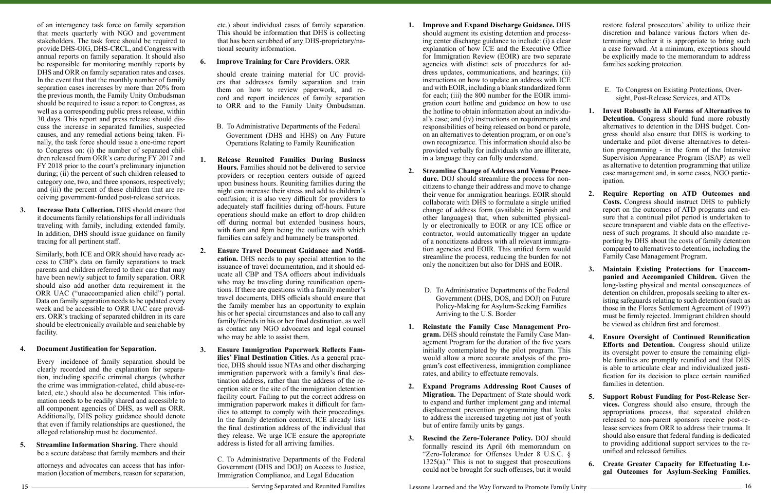of an interagency task force on family separation that meets quarterly with NGO and government stakeholders. The task force should be required to provide DHS-OIG, DHS-CRCL, and Congress with annual reports on family separation. It should also be responsible for monitoring monthly reports by DHS and ORR on family separation rates and cases. In the event that that the monthly number of family separation cases increases by more than 20% from the previous month, the Family Unity Ombudsman should be required to issue a report to Congress, as well as a corresponding public press release, within 30 days. This report and press release should discuss the increase in separated families, suspected causes, and any remedial actions being taken. Finally, the task force should issue a one-time report to Congress on: (i) the number of separated children released from ORR's care during FY 2017 and FY 2018 prior to the court's preliminary injunction during; (ii) the percent of such children released to category one, two, and three sponsors, respectively; and (iii) the percent of these children that are receiving government-funded post-release services.

3. **Increase Data Collection.** DHS should ensure that it documents family relationships for all individuals traveling with family, including extended family. In addition, DHS should issue guidance on family tracing for all pertinent staff.

   Similarly, both ICE and ORR should have ready access to CBP's data on family separations to track parents and children referred to their care that may have been newly subject to family separation. ORR should also add another data requirement in the ORR UAC ("unaccompanied alien child") portal. Data on family separation needs to be updated every week and be accessible to ORR UAC care providers. ORR's tracking of separated children in its care should be electronically available and searchable by facility.

4. **Document Justification for Separation.**

   Every incidence of family separation should be clearly recorded and the explanation for separation, including specific criminal charges (whether the crime was immigration-related, child abuse-related, etc.) should also be documented. This information needs to be readily shared and accessible to all component agencies of DHS, as well as ORR. Additionally, DHS policy guidance should denote that even if family relationships are questioned, the alleged relationship must be documented.

5. **Streamline Information Sharing.** There should be a secure database that family members and their attorneys and advocates can access that has information (location of members, reason for separation, etc.) about individual cases of family separation. This should be information that DHS is collecting that has been scrubbed of any DHS-proprietary/national security information.

6. **Improve Training for Care Providers.** ORR should create training material for UC providers that addresses family separation and train them on how to review paperwork, and record and report incidences of family separation to ORR and to the Family Unity Ombudsman.

B. To Administrative Departments of the Federal Government (DHS and HHS) on Any Future Operations Relating to Family Reunification

1. **Release Reunited Families During Business Hours.** Families should not be delivered to service providers or reception centers outside of agreed upon business hours. Reuniting families during the night can increase their stress and add to children's confusion; it is also very difficult for providers to adequately staff facilities during off-hours. Future operations should make an effort to drop children off during normal but extended business hours, with 6am and 8pm being the outliers with which families can safely and humanely be transported.

2. **Ensure Travel Document Guidance and Notification.** DHS needs to pay special attention to the issuance of travel documentation, and it should educate all CBP and TSA officers about individuals who may be traveling during reunification operations. If there are questions with a family member's travel documents, DHS officials should ensure that the family member has an opportunity to explain his or her special circumstances and also to call any family/friends in his or her final destination, as well as contact any NGO advocates and legal counsel who may be able to assist them.

3. **Ensure Immigration Paperwork Reflects Families' Final Destination Cities.** As a general practice, DHS should issue NTAs and other discharging immigration paperwork with a family's final destination address, rather than the address of the reception site or the site of the immigration detention facility court. Failing to put the correct address on immigration paperwork makes it difficult for families to attempt to comply with their proceedings. In the family detention context, ICE already lists the final destination address of the individual that they release. We urge ICE ensure the appropriate address is listed for all arriving families.

C. To Administrative Departments of the Federal Government (DHS and DOJ) on Access to Justice, Immigration Compliance, and Legal Education

1. **Improve and Expand Discharge Guidance.** DHS should augment its existing detention and processing center discharge guidance to include: (i) a clear explanation of how ICE and the Executive Office for Immigration Review (EOIR) are two separate agencies with distinct sets of procedures for address updates, communications, and hearings; (ii) instructions on how to update an address with ICE and with EOIR, including a blank standardized form for each; (iii) the 800 number for the EOIR immigration court hotline and guidance on how to use the hotline to obtain information about an individual's case; and (iv) instructions on requirements and responsibilities of being released on bond or parole, on an alternatives to detention program, or on one's own recognizance. This information should also be provided verbally for individuals who are illiterate, in a language they can fully understand.

2. **Streamline Change of Address and Venue Procedure.** DOJ should streamline the process for noncitizens to change their address and move to change their venue for immigration hearings. EOIR should collaborate with DHS to formulate a single unified change of address form (available in Spanish and other languages) that, when submitted physically or electronically to EOIR or any ICE office or contractor, would automatically trigger an update of a noncitizens address with all relevant immigration agencies and EOIR. This unified form would streamline the process, reducing the burden for not only the noncitizen but also for DHS and EOIR.

D. To Administrative Departments of the Federal Government (DHS, DOS, and DOJ) on Future Policy-Making for Asylum-Seeking Families Arriving to the U.S. Border

1. **Reinstate the Family Case Management Program.** DHS should reinstate the Family Case Management Program for the duration of the five years initially contemplated by the pilot program. This would allow a more accurate analysis of the program's cost effectiveness, immigration compliance rates, and ability to effectuate removals.

2. **Expand Programs Addressing Root Causes of Migration.** The Department of State should work to expand and further implement gang and internal displacement prevention programming that looks to address the increased targeting not just of youth but of entire family units by gangs.

3. **Rescind the Zero-Tolerance Policy.** DOJ should formally rescind its April 6th memorandum on "Zero-Tolerance for Offenses Under 8 U.S.C. § 1325(a)." This is not to suggest that prosecutions could not be brought for such offenses, but it would restore federal prosecutors' ability to utilize their discretion and balance various factors when determining whether it is appropriate to bring such a case forward. At a minimum, exceptions should be explicitly made to the memorandum to address families seeking protection.

E. To Congress on Existing Protections, Oversight, Post-Release Services, and ATDs

1. **Invest Robustly in All Forms of Alternatives to Detention.** Congress should fund more robustly alternatives to detention in the DHS budget. Congress should also ensure that DHS is working to undertake and pilot diverse alternatives to detention programming - in the form of the Intensive Supervision Appearance Program (ISAP) as well as alternative to detention programming that utilize case management and, in some cases, NGO participation.

2. **Require Reporting on ATD Outcomes and Costs.** Congress should instruct DHS to publicly report on the outcomes of ATD programs and ensure that a continual pilot period is undertaken to secure transparent and viable data on the effectiveness of such programs. It should also mandate reporting by DHS about the costs of family detention compared to alternatives to detention, including the Family Case Management Program.

3. **Maintain Existing Protections for Unaccompanied and Accompanied Children.** Given the long-lasting physical and mental consequences of detention on children, proposals seeking to alter existing safeguards relating to such detention (such as those in the Flores Settlement Agreement of 1997) must be firmly rejected. Immigrant children should be viewed as children first and foremost.

4. **Ensure Oversight of Continued Reunification Efforts and Detention.** Congress should utilize its oversight power to ensure the remaining eligible families are promptly reunified and that DHS is able to articulate clear and individualized justification for its decision to place certain reunified families in detention.

5. **Support Robust Funding for Post-Release Services.** Congress should also ensure, through the appropriations process, that separated children released to non-parent sponsors receive post-release services from ORR to address their trauma. It should also ensure that federal funding is dedicated to providing additional support services to the reunified and released families.

6. **Create Greater Capacity for Effectuating Legal Outcomes for Asylum-Seeking Families.**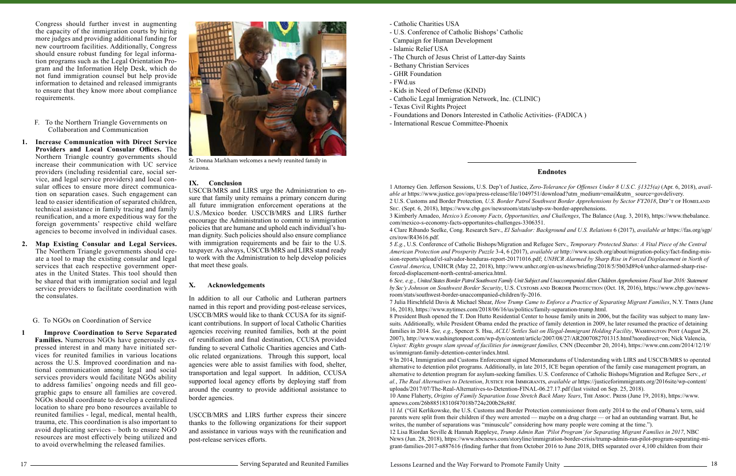Congress should further invest in augmenting the capacity of the immigration courts by hiring more judges and providing additional funding for new courtroom facilities. Additionally, Congress should ensure robust funding for legal information programs such as the Legal Orientation Program and the Information Help Desk, which do not fund immigration counsel but help provide information to detained and released immigrants to ensure that they know more about compliance requirements.

F. To the Northern Triangle Governments on Collaboration and Communication

1. **Increase Communication with Direct Service Providers and Local Consular Offices.** The Northern Triangle country governments should increase their communication with UC service providers (including residential care, social service, and legal service providers) and local consular offices to ensure more direct communication on separation cases. Such engagement can lead to easier identification of separated children, technical assistance in family tracing and family reunification, and a more expeditious way for the foreign governments' respective child welfare agencies to become involved in individual cases.

2. **Map Existing Consular and Legal Services.** The Northern Triangle governments should create a tool to map the existing consular and legal services that each respective government operates in the United States. This tool should then be shared that with immigration social and legal service providers to facilitate coordination with the consulates.

G. To NGOs on Coordination of Service

1 **Improve Coordination to Serve Separated Families.** Numerous NGOs have generously expressed interest in and many have initiated services for reunited families in various locations across the U.S. Improved coordination and national communication among legal and social services providers would facilitate NGOs ability to address families' ongoing needs and fill geographic gaps to ensure all families are covered. NGOs should coordinate to develop a centralized location to share pro bono resources available to reunited families - legal, medical, mental health, trauma, etc. This coordination is also important to avoid duplicating services – both to ensure NGO resources are most effectively being utilized and to avoid overwhelming the released families.

Sr. Donna Markham welcomes a newly reunited family in Arizona.

## IX. Conclusion

USCCB/MRS and LIRS urge the Administration to ensure that family unity remains a primary concern during all future immigration enforcement operations at the U.S./Mexico border. USCCB/MRS and LIRS further encourage the Administration to commit to immigration policies that are humane and uphold each individual's human dignity. Such policies should also ensure compliance with immigration requirements and be fair to the U.S. taxpayer. As always, USCCB/MRS and LIRS stand ready to work with the Administration to help develop policies that meet these goals.

## X. Acknowledgements

In addition to all our Catholic and Lutheran partners named in this report and providing post-release services, USCCB/MRS would like to thank CCUSA for its significant contributions. In support of local Catholic Charities agencies receiving reunited families, both at the point of reunification and final destination, CCUSA provided funding to several Catholic Charities agencies and Catholic related organizations. Through this support, local agencies were able to assist families with food, shelter, transportation and legal support. In addition, CCUSA supported local agency efforts by deploying staff from around the country to provide additional assistance to border agencies.

USCCB/MRS and LIRS further express their sincere thanks to the following organizations for their support and assistance in various ways with the reunification and post-release services efforts.

- Catholic Charities USA
- U.S. Conference of Catholic Bishops' Catholic Campaign for Human Development
- Islamic Relief USA
- The Church of Jesus Christ of Latter-day Saints
- Bethany Christian Services
- GHR Foundation
- FWd.us
- Kids in Need of Defense (KIND)
- Catholic Legal Immigration Network, Inc. (CLINIC)
- Texas Civil Rights Project
- Foundations and Donors Interested in Catholic Activities- (FADICA )
- International Rescue Committee-Phoenix

## Endnotes

1 Attorney Gen. Jefferson Sessions, U.S. Dep't of Justice, *Zero-Tolerance for Offenses Under 8 U.S.C. §1325(a)* (Apr. 6, 2018), *available at* https://www.justice.gov/opa/press-release/file/1049751/download?utm_medium=email&utm_ source=govdelivery.

2 U.S. Customs and Border Protection, *U.S. Border Patrol Southwest Border Apprehensions by Sector FY2018*, Dep't of Homeland Sec. (Sept. 6, 2018), https://www.cbp.gov/newsroom/stats/usbp-sw-border-apprehensions.

3 Kimberly Amadeo, *Mexico's Economy Facts, Opportunities, and Challenges*, The Balance (Aug. 3, 2018), https://www.thebalance.com/mexico-s-economy-facts-opportunites-challenges-3306351.

4 Clare Ribando Seelke, Cong. Research Serv., *El Salvador: Background and U.S. Relations* 6 (2017), *available at* https://fas.org/sgp/crs/row/R43616.pdf.

5 *E.g.*, U.S. Conference of Catholic Bishops/Migration and Refugee Serv., *Temporary Protected Status: A Vital Piece of the Central American Protection and Prosperity Puzzle* 3-4, 6 (2017), *available at* http://www.usccb.org/about/migration-policy/fact-finding-mission-reports/upload/el-salvador-honduras-report-20171016.pdf; *UNHCR Alarmed by Sharp Rise in Forced Displacement in North of Central America*, UNHCR (May 22, 2018), http://www.unhcr.org/en-us/news/briefing/2018/5/5b03d89c4/unhcr-alarmed-sharp-rise-forced-displacement-north-central-america.html.

6 *See, e.g.*, *United States Border Patrol Southwest Family Unit Subject and Unaccompanied Alien Children Apprehensions Fiscal Year 2016: Statement by Sec'y Johnson on Southwest Border Security*, U.S. Customs and Border Protection (Oct. 18, 2016), https://www.cbp.gov/newsroom/stats/southwest-border-unaccompanied-children/fy-2016.

7 Julia Hirschfield Davis & Michael Shear, *How Trump Came to Enforce a Practice of Separating Migrant Families*, N.Y. Times (June 16, 2018), https://www.nytimes.com/2018/06/16/us/politics/family-separation-trump.html.

8 President Bush opened the T. Don Hutto Residential Center to house family units in 2006, but the facility was subject to many lawsuits. Additionally, while President Obama ended the practice of family detention in 2009, he later resumed the practice of detaining families in 2014. *See, e.g.*, Spencer S. Hsu, *ACLU Settles Suit on Illegal-Immigrant Holding Facility*, Washington Post (August 28, 2007), http://www.washingtonpost.com/wp-dyn/content/article/2007/08/27/AR2007082701315.html?noredirect=on; Nick Valencia, *Unjust: Rights groups slam spread of facilities for immigrant families,* CNN (December 20, 2014), https://www.cnn.com/2014/12/19/us/immigrant-family-detention-center/index.html.

9 In 2014, Immigration and Customs Enforcement signed Memorandums of Understanding with LIRS and USCCB/MRS to operated alternative to detention pilot programs. Additionally, in late 2015, ICE began operation of the family case management program, an alternative to detention program for asylum-seeking families. U.S. Conference of Catholic Bishops/Migration and Refugee Serv., *et al.*, *The Real Alternatives to Detention*, Justice for Immigrants, *available at* https://justiceforimmigrants.org/2016site/wp-content/uploads/2017/07/The-Real-Alternatives-to-Detention-FINAL-06.27.17.pdf (last visited on Sep. 25, 2018).

10 Anne Flaherty, *Origins of Family Separation Issue Stretch Back Many Years*, The Assoc. Press (June 19, 2018), https://www.apnews.com/26b88518315f47018b724e200b28e88f.

11 *Id.* ("Gil Kerlikowske, the U.S. Customs and Border Protection commissioner from early 2014 to the end of Obama's term, said parents were split from their children if they were arrested — maybe on a drug charge — or had an outstanding warrant. But, he writes, the number of separations was "minuscule" considering how many people were coming at the time.").

12 Lisa Riordan Seville & Hannah Rappleye, *Trump Admin Ran 'Pilot Program' for Separating Migrant Families in 2017*, NBC News (Jun. 28, 2018), https://www.nbcnews.com/storyline/immigration-border-crisis/trump-admin-ran-pilot-program-separating-migrant-families-2017-n887616 (finding further that from October 2016 to June 2018, DHS separated over 4,100 children from their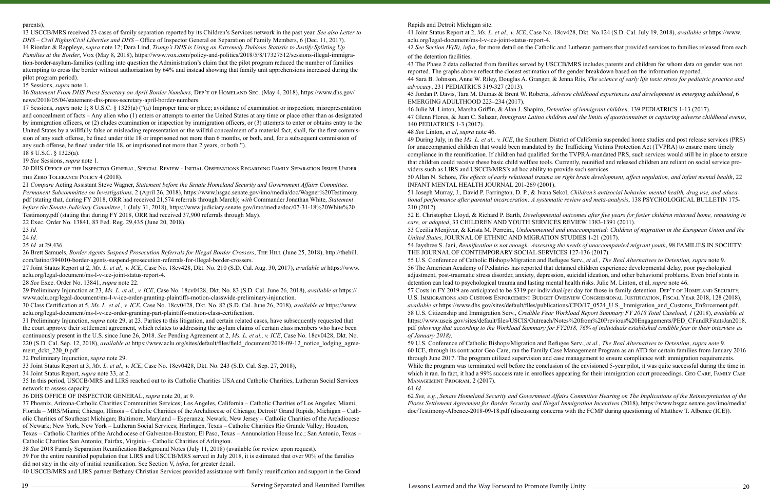parents).

13 USCCB/MRS received 23 cases of family separation reported by its Children's Services network in the past year. *See also Letter to DHS – Civil Rights/Civil Liberties and DHS –* Office of Inspector General on Separation of Family Members, 6 (Dec. 11, 2017).

14 Riordan & Rappleye, *supra* note 12; Dara Lind, *Trump's DHS is Using an Extremely Dubious Statistic to Justify Splitting Up Families at the Border*, Vox (May 8, 2018), https://www.vox.com/policy-and-politics/2018/5/8/17327512/sessions-illegal-immigration-border-asylum-families (calling into question the Administration's claim that the pilot program reduced the number of families attempting to cross the border without authorization by 64% and instead showing that family unit apprehensions increased during the pilot program period).

15 Sessions, *supra* note 1.

16 *Statement From DHS Press Secretary on April Border Numbers*, Dep't of Homeland Sec. (May 4, 2018), https://www.dhs.gov/news/2018/05/04/statement-dhs-press-secretary-april-border-numbers.

17 Sessions, *supra* note 1; 8 U.S.C. § 1325(a) ("(a) Improper time or place; avoidance of examination or inspection; misrepresentation and concealment of facts – Any alien who (1) enters or attempts to enter the United States at any time or place other than as designated by immigration officers, or (2) eludes examination or inspection by immigration officers, or (3) attempts to enter or obtains entry to the United States by a willfully false or misleading representation or the willful concealment of a material fact, shall, for the first commission of any such offense, be fined under title 18 or imprisoned not more than 6 months, or both, and, for a subsequent commission of any such offense, be fined under title 18, or imprisoned not more than 2 years, or both.").

18 8 U.S.C. § 1325(a).

19 *See* Sessions, *supra* note 1.

20 DHS Office of the Inspector General, Special Review - Initial Observations Regarding Family Separation Issues Under the Zero Tolerance Policy 4 (2018).

21 *Compare* Acting Assistant Steve Wagner, *Statement before the Senate Homeland Security and Government Affairs Committee. Permanent Subcommittee on Investigations,* 2 (April 26, 2018), https://www.hsgac.senate.gov/imo/media/doc/Wagner%20Testimony.pdf (stating that, during FY 2018, ORR had received 21,574 referrals through March); *with* Commander Jonathan White, *Statement before the Senate Judiciary Committee*, 1 (July 31, 2018), https://www.judiciary.senate.gov/imo/media/doc/07-31-18%20White%20Testimony.pdf (stating that during FY 2018, ORR had received 37,900 referrals through May).

22 Exec. Order No. 13841, 83 Fed. Reg. 29,435 (June 20, 2018).

23 *Id.*

24 *Id.*

25 *Id.* at 29,436.

26 Brett Samuels, *Border Agents Suspend Prosecution Referrals for Illegal Border Crossers*, The Hill (June 25, 2018), http://thehill.com/latino/394010-border-agents-suspend-prosecution-referrals-for-illegal-border-crossers.

27 Joint Status Report at 2, *Ms. L. et al., v. ICE*, Case No. 18cv428, Dkt. No. 210 (S.D. Cal. Aug. 30, 2017), *available at* https://www.aclu.org/legal-document/ms-l-v-ice-joint-status-report-4.

28 *See* Exec. Order No. 13841, *supra* note 22.

29 Preliminary Injunction at 23, *Ms. L. et al., v. ICE*, Case No. 18cv0428, Dkt. No. 83 (S.D. Cal. June 26, 2018), *available at* https://www.aclu.org/legal-document/ms-l-v-ice-order-granting-plaintiffs-motion-classwide-preliminary-injunction.

30 Class Certification at 5, *Ms. L. et al., v. ICE*, Case No. 18cv0428, Dkt. No. 82 (S.D. Cal. June 26, 2018), *available at* https://www.aclu.org/legal-document/ms-l-v-ice-order-granting-part-plaintiffs-motion-class-certification.

31 Preliminary Injunction, *supra* note 29, at 23. Parties to this litigation, and certain related cases, have subsequently requested that the court approve their settlement agreement, which relates to addressing the asylum claims of certain class members who have been continuously present in the U.S. since June 26, 2018. *See* Pending Agreement at 2, *Ms. L. et al., v. ICE*, Case No. 18cv0428, Dkt. No. 220 (S.D. Cal. Sep. 12, 2018), *available at* https://www.aclu.org/sites/default/files/field_document/2018-09-12_notice_lodging_agreement_dckt_220_0.pdf

32 Preliminary Injunction, *supra* note 29.

33 Joint Status Report at 3, *Ms. L. et al., v. ICE*, Case No. 18cv0428, Dkt. No. 243 (S.D. Cal. Sep. 27, 2018),

34 Joint Status Report, *supra* note 33, at 2.

35 In this period, USCCB/MRS and LIRS reached out to its Catholic Charities USA and Catholic Charities, Lutheran Social Services network to assess capacity.

36 DHS OFFICE OF INSPECTOR GENERAL, *supra* note 20, at 9.

37 Phoenix, Arizona-Catholic Charities Communities Services; Los Angeles, California – Catholic Charities of Los Angeles; Miami, Florida – MRS/Miami; Chicago, Illinois – Catholic Charities of the Archdiocese of Chicago; Detroit/ Grand Rapids, Michigan – Catholic Charities of Southeast Michigan; Baltimore, Maryland – Esperanza; Newark, New Jersey – Catholic Charities of the Archdiocese of Newark; New York, New York – Lutheran Social Services; Harlingen, Texas – Catholic Charities Rio Grande Valley; Houston, Texas – Catholic Charities of the Archdiocese of Galveston-Houston; El Paso, Texas – Annunciation House Inc.; San Antonio, Texas – Catholic Charities San Antonio; Fairfax, Virginia – Catholic Charities of Arlington.

38 *See* 2018 Family Separation Reunification Background Notes (July 11, 2018) (available for review upon request).

39 For the entire reunified population that LIRS and USCCB/MRS served in July 2018, it is estimated that over 90% of the families did not stay in the city of initial reunification. See Section V, *infra*, for greater detail.

40 USCCB/MRS and LIRS partner Bethany Christian Services provided assistance with family reunification and support in the Grand Rapids and Detroit Michigan site.

41 Joint Status Report at 2, *Ms. L. et al., v. ICE*, Case No. 18cv428, Dkt. No.124 (S.D. Cal. July 19, 2018), *available at* https://www.aclu.org/legal-document/ms-l-v-ice-joint-status-report-4.

42 *See* S*ection IV(B), infra*, for more detail on the Catholic and Lutheran partners that provided services to families released from each of the detention facilities.

43 The Phase 2 data collected from families served by USCCB/MRS includes parents and children for whom data on gender was not reported. The graphs above reflect the closest estimation of the gender breakdown based on the information reported.

44 Sara B. Johnson, Anne W. Riley, Douglas A. Granger, & Jenna Riis, *The science of early life toxic stress for pediatric practice and advocacy*, 231 PEDIATRICS 319-327 (2013).

45 Jordan P. Davis, Tara M. Dumas & Brent W. Roberts, *Adverse childhood experiences and development in emerging adulthood*, 6 EMERGING ADULTHOOD 223–234 (2017).

46 Julie M. Linton, Marsha Griffin, & Alan J. Shapiro, *Detention of immigrant children.* 139 PEDIATRICS 1-13 (2017).

47 Glenn Flores, & Juan C. Salazar, *Immigrant Latino children and the limits of questionnaires in capturing adverse childhood events*, 140 PEDIATRICS 1-3 (2017).

48 *See* Linton, *et al*, *supra* note 46.

49 During July, in the *Ms. L. et al., v. ICE*, the Southern District of California suspended home studies and post release services (PRS) for unaccompanied children that would been mandated by the Trafficking Victims Protection Act (TVPRA) to ensure more timely compliance in the reunification. If children had qualified for the TVPRA-mandated PRS, such services would still be in place to ensure that children could receive these basic child welfare tools. Currently, reunified and released children are reliant on social service providers such as LIRS and USCCB/MRS's ad hoc ability to provide such services.

50 Allan N. Schore, *The effects of early relational trauma on right brain development, affect regulation, and infant mental health*, 22 INFANT MENTAL HEALTH JOURNAL 201-269 (2001).

51 Joseph Murray, J., David P. Farrington, D. P., & Ivana Sekol, *Children's antisocial behavior, mental health, drug use, and educational performance after parental incarceration: A systematic review and meta-analysis*, 138 PSYCHOLOGICAL BULLETIN 175-210 (2012).

52 E. Christopher Lloyd, & Richard P. Barth, *Developmental outcomes after five years for foster children returned home, remaining in care, or adopted*, 33 CHILDREN AND YOUTH SERVICES REVIEW 1383-1391 (2011).

53 Cecilia Menjívar, & Krista M. Perreira, *Undocumented and unaccompanied: Children of migration in the European Union and the United States*, JOURNAL OF ETHNIC AND MIGRATION STUDIES 1-21 (2017).

54 Jayshree S. Jani, *Reunification is not enough: Assessing the needs of unaccompanied migrant youth*, 98 FAMILIES IN SOCIETY: THE JOURNAL OF CONTEMPORARY SOCIAL SERVICES 127-136 (2017).

55 U.S. Conference of Catholic Bishops/Migration and Refugee Serv., *et al.*, *The Real Alternatives to Detention, supra* note 9.

56 The American Academy of Pediatrics has reported that detained children experience developmental delay, poor psychological adjustment, post-traumatic stress disorder, anxiety, depression, suicidal ideation, and other behavioral problems. Even brief stints in detention can lead to psychological trauma and lasting mental health risks. Julie M. Linton, et al, *supra* note 46.

57 Costs in FY 2019 are anticipated to be $319 per individual/per day for those in family detention. Dep't of Homeland Security, U.S. Immigrations and Customs Enforcement Budget Overview Congressional Justification, Fiscal Year 2018, 128 (2018), *available at* https://www.dhs.gov/sites/default/files/publications/CFO/17_0524_U.S._Immigration_and_Customs_Enforcement.pdf.

58 U.S. Citizenship and Immigration Serv., *Credible Fear Workload Report Summary FY 2018 Total Caseload, 1* (2018), *available at* https://www.uscis.gov/sites/default/files/USCIS/Outreach/Notes%20from%20Previous%20Engagements/PED_CFandRFstatsJan2018.pdf *(showing that according to the Workload Summary for FY2018, 76% of individuals established credible fear in their interview as of January 2018).*

59 U.S. Conference of Catholic Bishops/Migration and Refugee Serv., *et al.*, *The Real Alternatives to Detention*, *supra note* 9.

60 ICE, through its contractor Geo Care, ran the Family Case Management Program as an ATD for certain families from January 2016 through June 2017. The program utilized supervision and case management to ensure compliance with immigration requirements. While the program was terminated well before the conclusion of the envisioned 5-year pilot, it was quite successful during the time in which it ran. In fact, it had a 99% success rate in enrollees appearing for their immigration court proceedings. Geo Care, Family Case Management Program, 2 (2017).

61 *Id.*

62 *See, e.g.*, *Senate Homeland Security and Government Affairs Committee Hearing on The Implications of the Reinterpretation of the Flores Settlement Agreement for Border Security and Illegal Immigration Incentives* (2018), https://www.hsgac.senate.gov/imo/media/doc/Testimony-Albence-2018-09-18.pdf (discussing concerns with the FCMP during questioning of Matthew T. Albence (ICE)).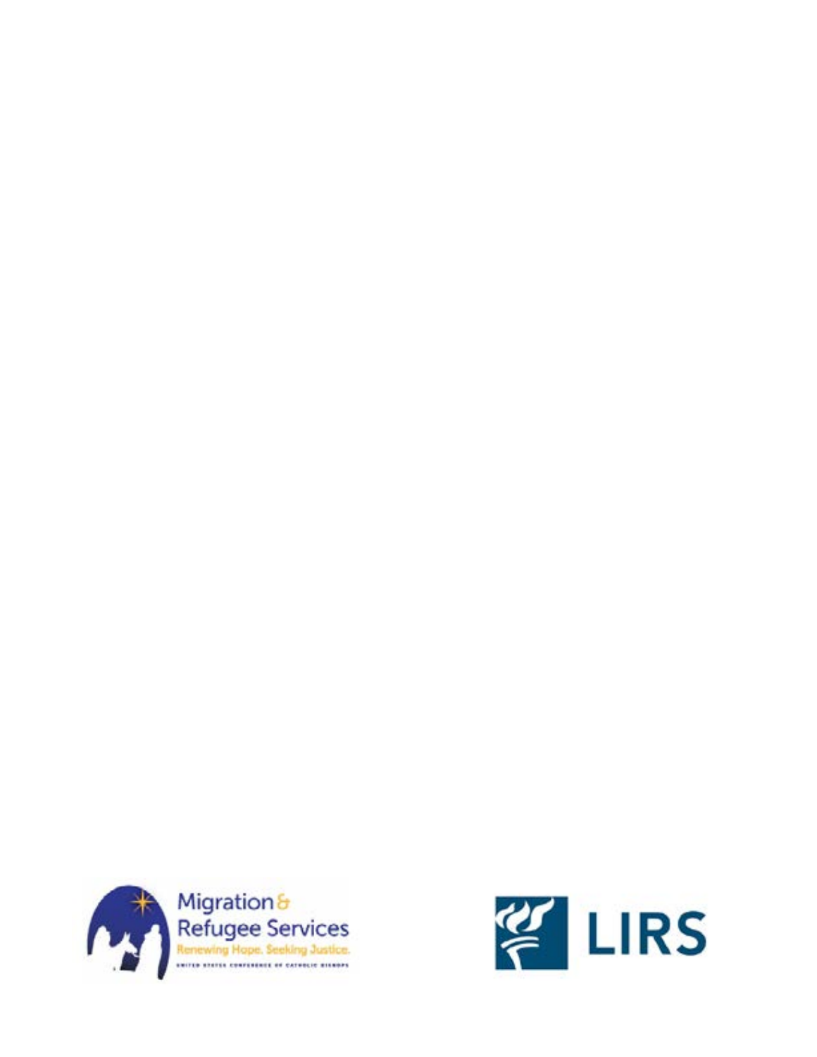Migration & Refugee Services

Renewing Hope. Seeking Justice.

UNITED STATES CONFERENCE OF CATHOLIC BISHOPS

LIRS